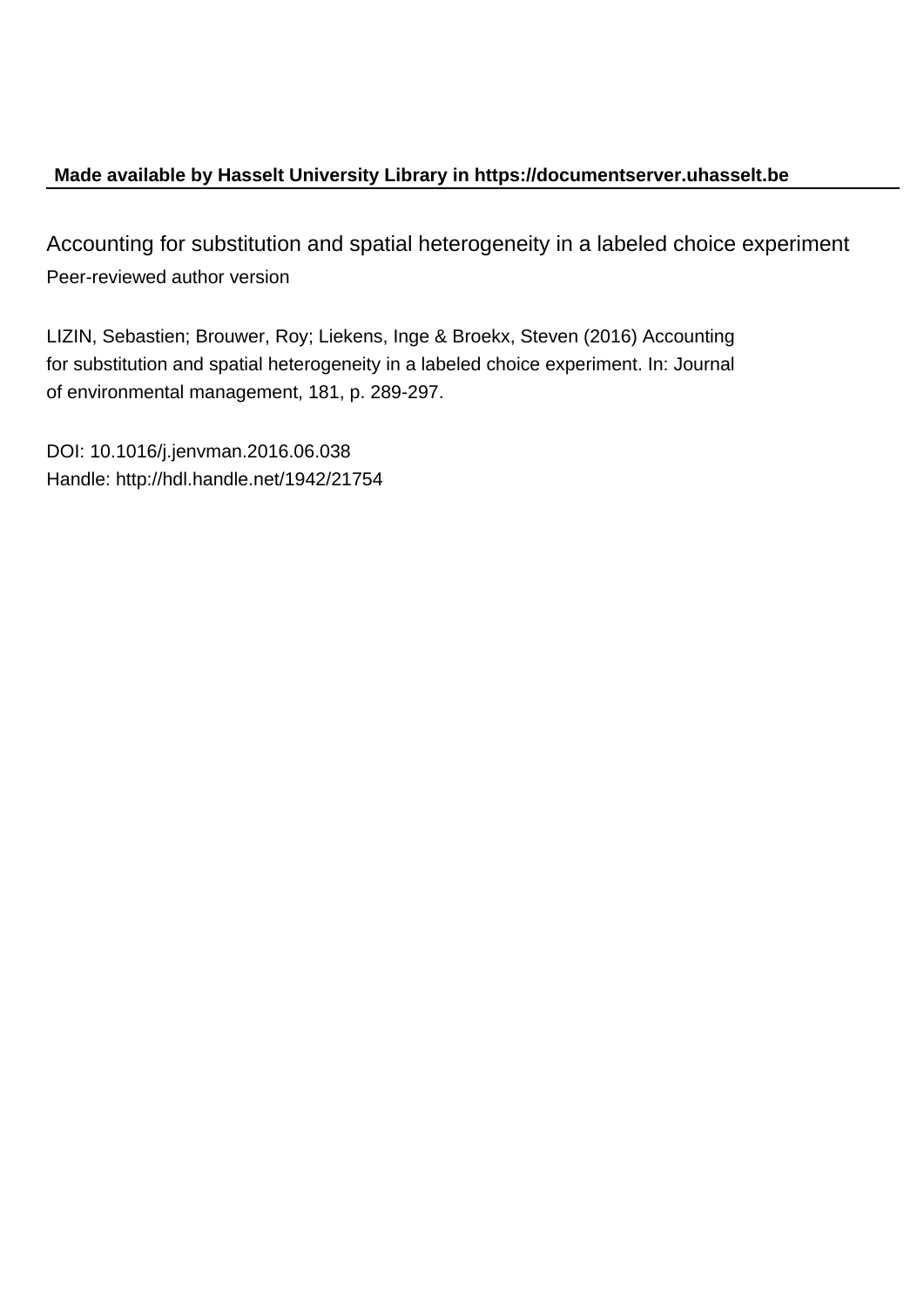**Made available by Hasselt University Library in https://documentserver.uhasselt.be**

# Accounting for substitution and spatial heterogeneity in a labeled choice experiment

Peer-reviewed author version

LIZIN, Sebastien; Brouwer, Roy; Liekens, Inge & Broekx, Steven (2016) Accounting for substitution and spatial heterogeneity in a labeled choice experiment. In: Journal of environmental management, 181, p. 289-297.

DOI: 10.1016/j.jenvman.2016.06.038
Handle: http://hdl.handle.net/1942/21754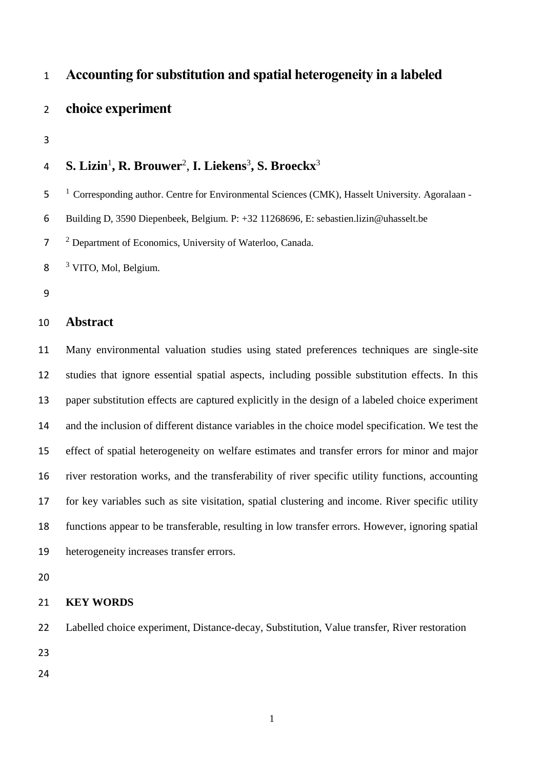# Accounting for substitution and spatial heterogeneity in a labeled choice experiment

**S. Lizin**[1]**, R. Brouwer**[2], **I. Liekens**[3]**, S. Broeckx**[3]

[1] Corresponding author. Centre for Environmental Sciences (CMK), Hasselt University. Agoralaan - Building D, 3590 Diepenbeek, Belgium. P: +32 11268696, E: sebastien.lizin@uhasselt.be

[2] Department of Economics, University of Waterloo, Canada.

[3] VITO, Mol, Belgium.

## Abstract

Many environmental valuation studies using stated preferences techniques are single-site studies that ignore essential spatial aspects, including possible substitution effects. In this paper substitution effects are captured explicitly in the design of a labeled choice experiment and the inclusion of different distance variables in the choice model specification. We test the effect of spatial heterogeneity on welfare estimates and transfer errors for minor and major river restoration works, and the transferability of river specific utility functions, accounting for key variables such as site visitation, spatial clustering and income. River specific utility functions appear to be transferable, resulting in low transfer errors. However, ignoring spatial heterogeneity increases transfer errors.

**KEY WORDS**

Labelled choice experiment, Distance-decay, Substitution, Value transfer, River restoration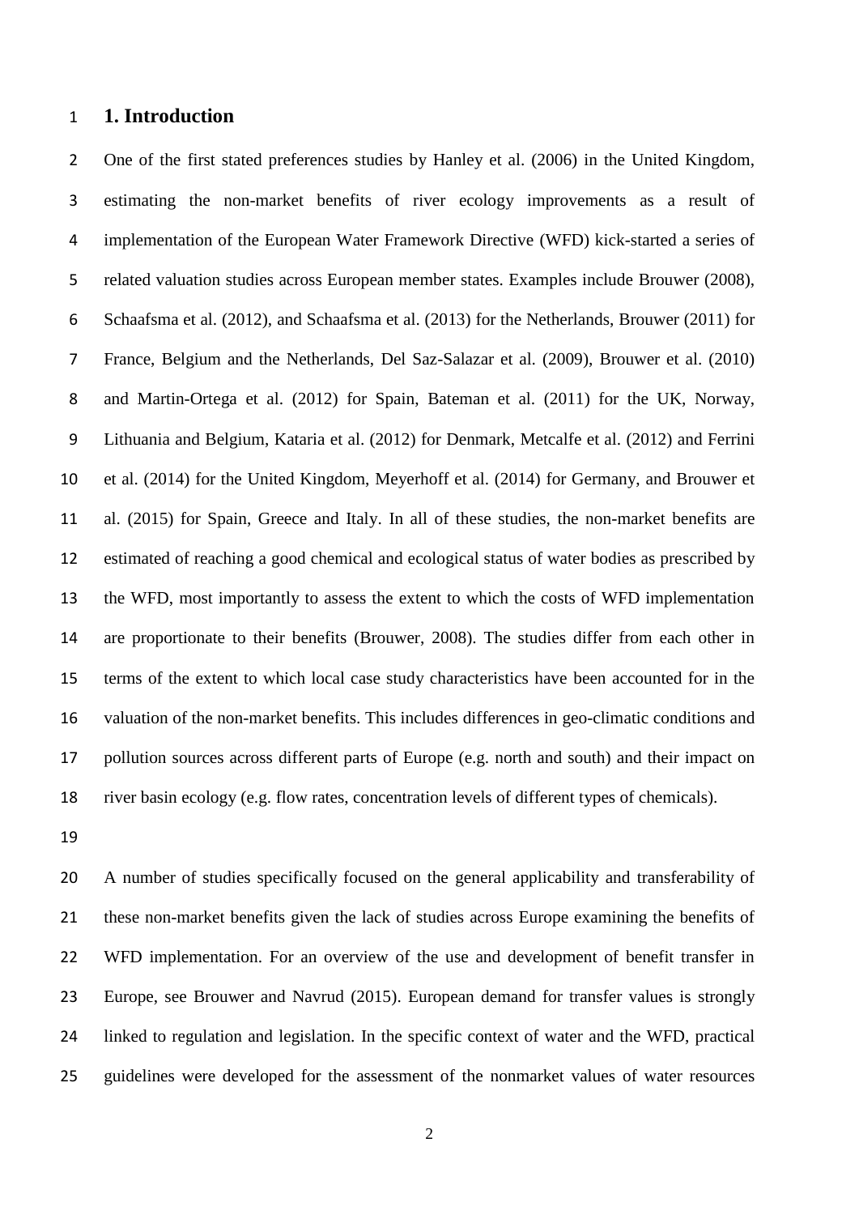# 1. Introduction

One of the first stated preferences studies by Hanley et al. (2006) in the United Kingdom, estimating the non-market benefits of river ecology improvements as a result of implementation of the European Water Framework Directive (WFD) kick-started a series of related valuation studies across European member states. Examples include Brouwer (2008), Schaafsma et al. (2012), and Schaafsma et al. (2013) for the Netherlands, Brouwer (2011) for France, Belgium and the Netherlands, Del Saz-Salazar et al. (2009), Brouwer et al. (2010) and Martin-Ortega et al. (2012) for Spain, Bateman et al. (2011) for the UK, Norway, Lithuania and Belgium, Kataria et al. (2012) for Denmark, Metcalfe et al. (2012) and Ferrini et al. (2014) for the United Kingdom, Meyerhoff et al. (2014) for Germany, and Brouwer et al. (2015) for Spain, Greece and Italy. In all of these studies, the non-market benefits are estimated of reaching a good chemical and ecological status of water bodies as prescribed by the WFD, most importantly to assess the extent to which the costs of WFD implementation are proportionate to their benefits (Brouwer, 2008). The studies differ from each other in terms of the extent to which local case study characteristics have been accounted for in the valuation of the non-market benefits. This includes differences in geo-climatic conditions and pollution sources across different parts of Europe (e.g. north and south) and their impact on river basin ecology (e.g. flow rates, concentration levels of different types of chemicals).

A number of studies specifically focused on the general applicability and transferability of these non-market benefits given the lack of studies across Europe examining the benefits of WFD implementation. For an overview of the use and development of benefit transfer in Europe, see Brouwer and Navrud (2015). European demand for transfer values is strongly linked to regulation and legislation. In the specific context of water and the WFD, practical guidelines were developed for the assessment of the nonmarket values of water resources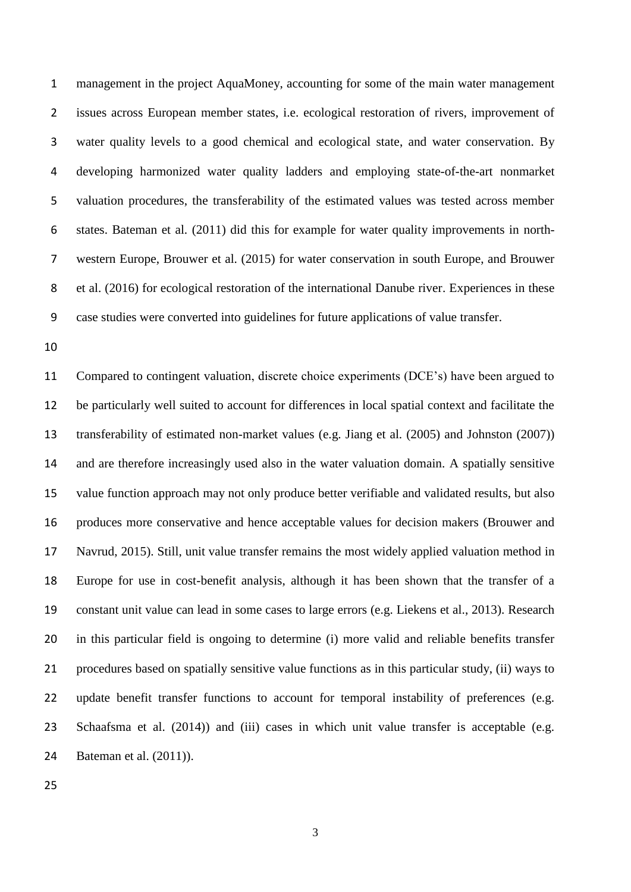management in the project AquaMoney, accounting for some of the main water management issues across European member states, i.e. ecological restoration of rivers, improvement of water quality levels to a good chemical and ecological state, and water conservation. By developing harmonized water quality ladders and employing state-of-the-art nonmarket valuation procedures, the transferability of the estimated values was tested across member states. Bateman et al. (2011) did this for example for water quality improvements in north-western Europe, Brouwer et al. (2015) for water conservation in south Europe, and Brouwer et al. (2016) for ecological restoration of the international Danube river. Experiences in these case studies were converted into guidelines for future applications of value transfer.

Compared to contingent valuation, discrete choice experiments (DCE's) have been argued to be particularly well suited to account for differences in local spatial context and facilitate the transferability of estimated non-market values (e.g. Jiang et al. (2005) and Johnston (2007)) and are therefore increasingly used also in the water valuation domain. A spatially sensitive value function approach may not only produce better verifiable and validated results, but also produces more conservative and hence acceptable values for decision makers (Brouwer and Navrud, 2015). Still, unit value transfer remains the most widely applied valuation method in Europe for use in cost-benefit analysis, although it has been shown that the transfer of a constant unit value can lead in some cases to large errors (e.g. Liekens et al., 2013). Research in this particular field is ongoing to determine (i) more valid and reliable benefits transfer procedures based on spatially sensitive value functions as in this particular study, (ii) ways to update benefit transfer functions to account for temporal instability of preferences (e.g. Schaafsma et al. (2014)) and (iii) cases in which unit value transfer is acceptable (e.g. Bateman et al. (2011)).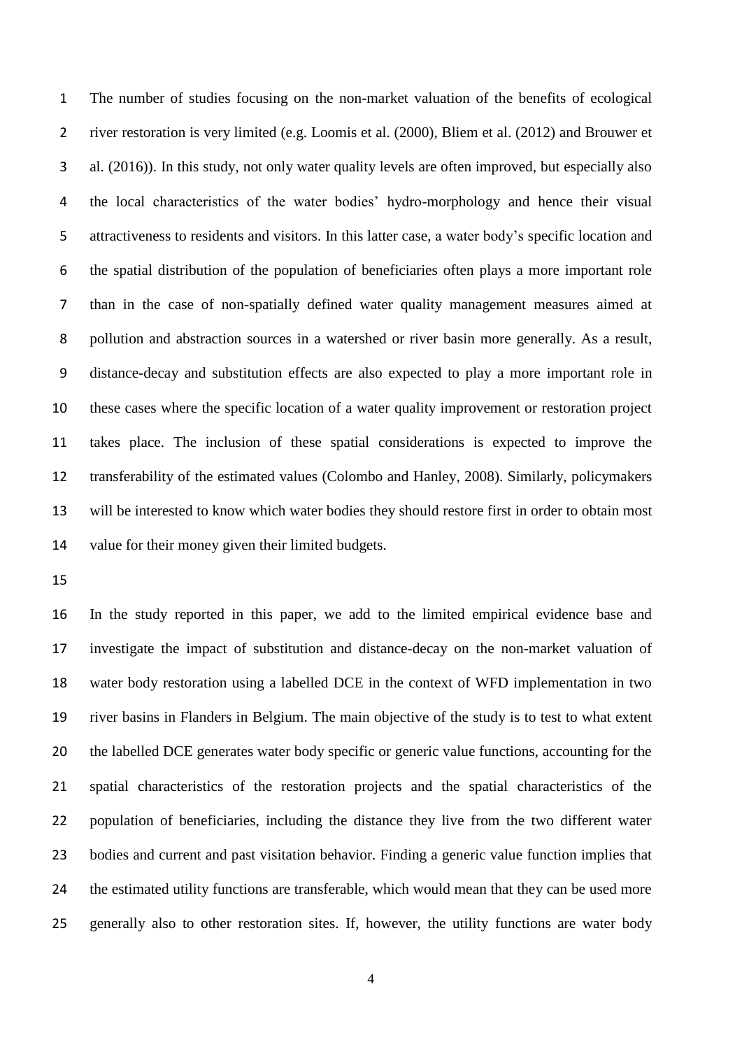The number of studies focusing on the non-market valuation of the benefits of ecological river restoration is very limited (e.g. Loomis et al. (2000), Bliem et al. (2012) and Brouwer et al. (2016)). In this study, not only water quality levels are often improved, but especially also the local characteristics of the water bodies' hydro-morphology and hence their visual attractiveness to residents and visitors. In this latter case, a water body's specific location and the spatial distribution of the population of beneficiaries often plays a more important role than in the case of non-spatially defined water quality management measures aimed at pollution and abstraction sources in a watershed or river basin more generally. As a result, distance-decay and substitution effects are also expected to play a more important role in these cases where the specific location of a water quality improvement or restoration project takes place. The inclusion of these spatial considerations is expected to improve the transferability of the estimated values (Colombo and Hanley, 2008). Similarly, policymakers will be interested to know which water bodies they should restore first in order to obtain most value for their money given their limited budgets.

In the study reported in this paper, we add to the limited empirical evidence base and investigate the impact of substitution and distance-decay on the non-market valuation of water body restoration using a labelled DCE in the context of WFD implementation in two river basins in Flanders in Belgium. The main objective of the study is to test to what extent the labelled DCE generates water body specific or generic value functions, accounting for the spatial characteristics of the restoration projects and the spatial characteristics of the population of beneficiaries, including the distance they live from the two different water bodies and current and past visitation behavior. Finding a generic value function implies that the estimated utility functions are transferable, which would mean that they can be used more generally also to other restoration sites. If, however, the utility functions are water body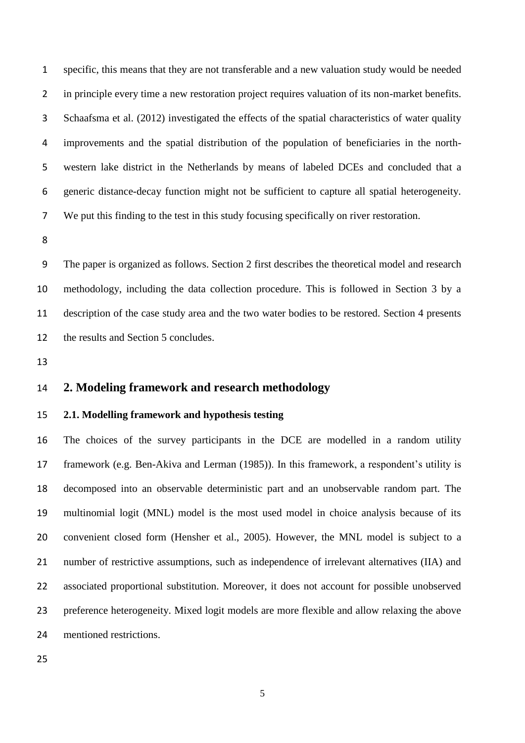specific, this means that they are not transferable and a new valuation study would be needed in principle every time a new restoration project requires valuation of its non-market benefits. Schaafsma et al. (2012) investigated the effects of the spatial characteristics of water quality improvements and the spatial distribution of the population of beneficiaries in the north-western lake district in the Netherlands by means of labeled DCEs and concluded that a generic distance-decay function might not be sufficient to capture all spatial heterogeneity. We put this finding to the test in this study focusing specifically on river restoration.

The paper is organized as follows. Section 2 first describes the theoretical model and research methodology, including the data collection procedure. This is followed in Section 3 by a description of the case study area and the two water bodies to be restored. Section 4 presents the results and Section 5 concludes.

## 2. Modeling framework and research methodology

### 2.1. Modelling framework and hypothesis testing

The choices of the survey participants in the DCE are modelled in a random utility framework (e.g. Ben-Akiva and Lerman (1985)). In this framework, a respondent's utility is decomposed into an observable deterministic part and an unobservable random part. The multinomial logit (MNL) model is the most used model in choice analysis because of its convenient closed form (Hensher et al., 2005). However, the MNL model is subject to a number of restrictive assumptions, such as independence of irrelevant alternatives (IIA) and associated proportional substitution. Moreover, it does not account for possible unobserved preference heterogeneity. Mixed logit models are more flexible and allow relaxing the above mentioned restrictions.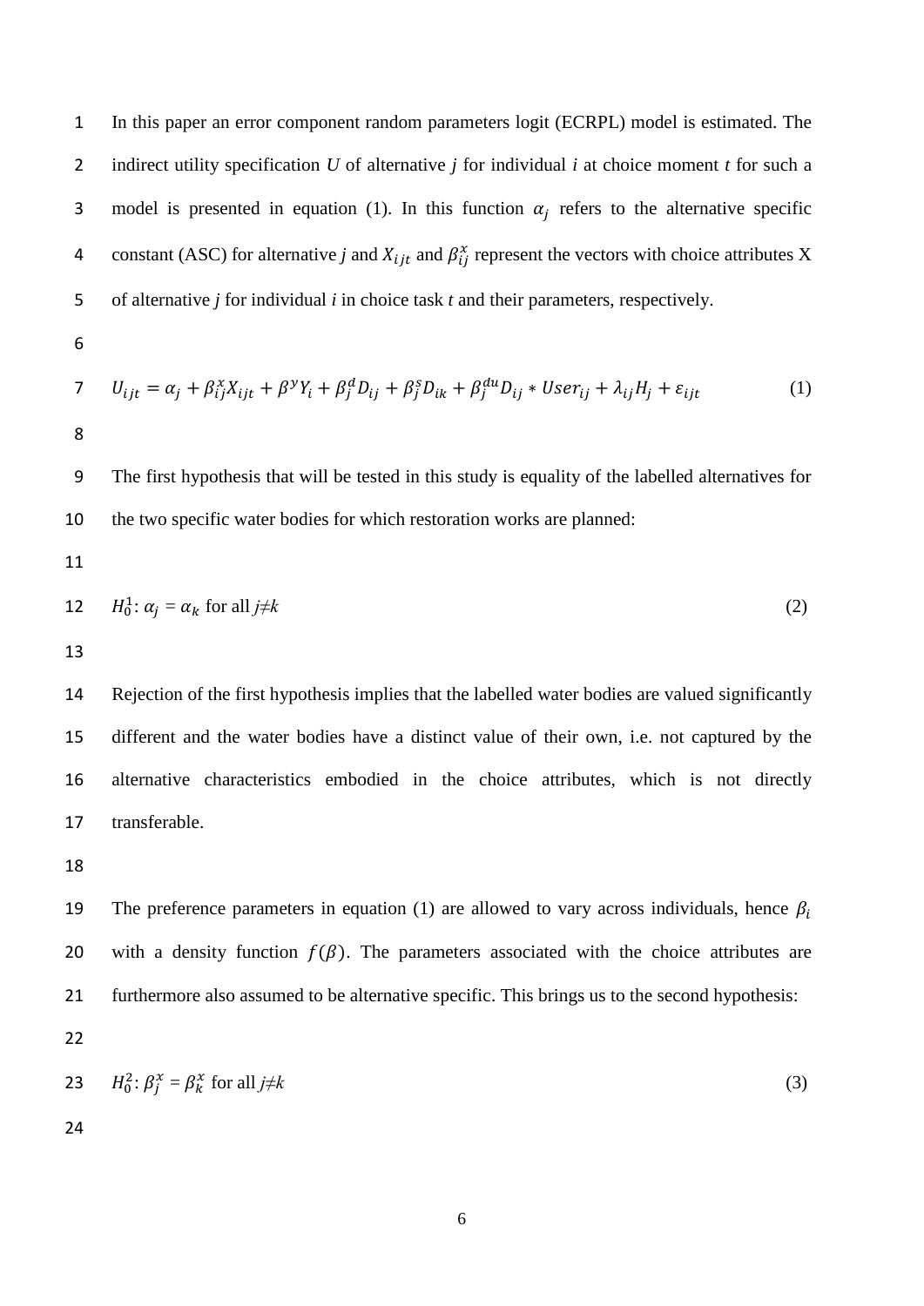In this paper an error component random parameters logit (ECRPL) model is estimated. The indirect utility specification *U* of alternative *j* for individual *i* at choice moment *t* for such a model is presented in equation (1). In this function $\alpha_j$ refers to the alternative specific constant (ASC) for alternative *j* and $X_{ijt}$ and $\beta_{ij}^{x}$ represent the vectors with choice attributes X of alternative *j* for individual *i* in choice task *t* and their parameters, respectively.

$$U_{ijt} = \alpha_j + \beta_{ij}^{x} X_{ijt} + \beta^{y} Y_i + \beta_j^{d} D_{ij} + \beta_j^{s} D_{ik} + \beta_j^{du} D_{ij} * User_{ij} + \lambda_{ij} H_j + \varepsilon_{ijt} \tag{1}$$

The first hypothesis that will be tested in this study is equality of the labelled alternatives for the two specific water bodies for which restoration works are planned:

$$H_0^1: \alpha_j = \alpha_k \text{ for all } j \neq k \tag{2}$$

Rejection of the first hypothesis implies that the labelled water bodies are valued significantly different and the water bodies have a distinct value of their own, i.e. not captured by the alternative characteristics embodied in the choice attributes, which is not directly transferable.

The preference parameters in equation (1) are allowed to vary across individuals, hence $\beta_i$ with a density function $f(\beta)$. The parameters associated with the choice attributes are furthermore also assumed to be alternative specific. This brings us to the second hypothesis:

$$H_0^2: \beta_j^{x} = \beta_k^{x} \text{ for all } j \neq k \tag{3}$$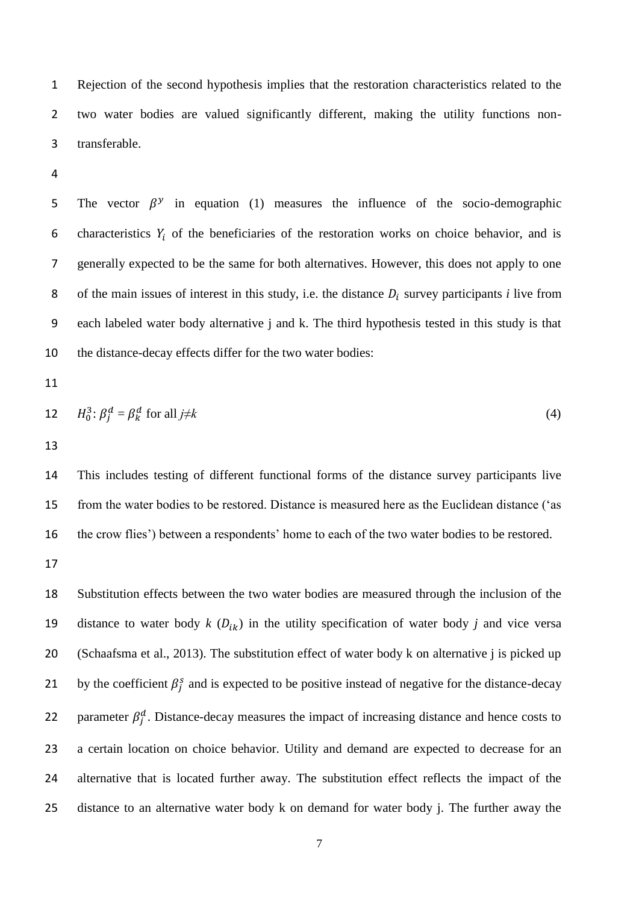Rejection of the second hypothesis implies that the restoration characteristics related to the two water bodies are valued significantly different, making the utility functions non-transferable.

The vector $\beta^y$ in equation (1) measures the influence of the socio-demographic characteristics $Y_i$ of the beneficiaries of the restoration works on choice behavior, and is generally expected to be the same for both alternatives. However, this does not apply to one of the main issues of interest in this study, i.e. the distance $D_i$ survey participants *i* live from each labeled water body alternative j and k. The third hypothesis tested in this study is that the distance-decay effects differ for the two water bodies:

$$H_0^3: \beta_j^d = \beta_k^d \text{ for all } j \neq k \tag{4}$$

This includes testing of different functional forms of the distance survey participants live from the water bodies to be restored. Distance is measured here as the Euclidean distance ('as the crow flies') between a respondents' home to each of the two water bodies to be restored.

Substitution effects between the two water bodies are measured through the inclusion of the distance to water body *k* ($D_{ik}$) in the utility specification of water body *j* and vice versa (Schaafsma et al., 2013). The substitution effect of water body k on alternative j is picked up by the coefficient $\beta_j^s$ and is expected to be positive instead of negative for the distance-decay parameter $\beta_j^d$. Distance-decay measures the impact of increasing distance and hence costs to a certain location on choice behavior. Utility and demand are expected to decrease for an alternative that is located further away. The substitution effect reflects the impact of the distance to an alternative water body k on demand for water body j. The further away the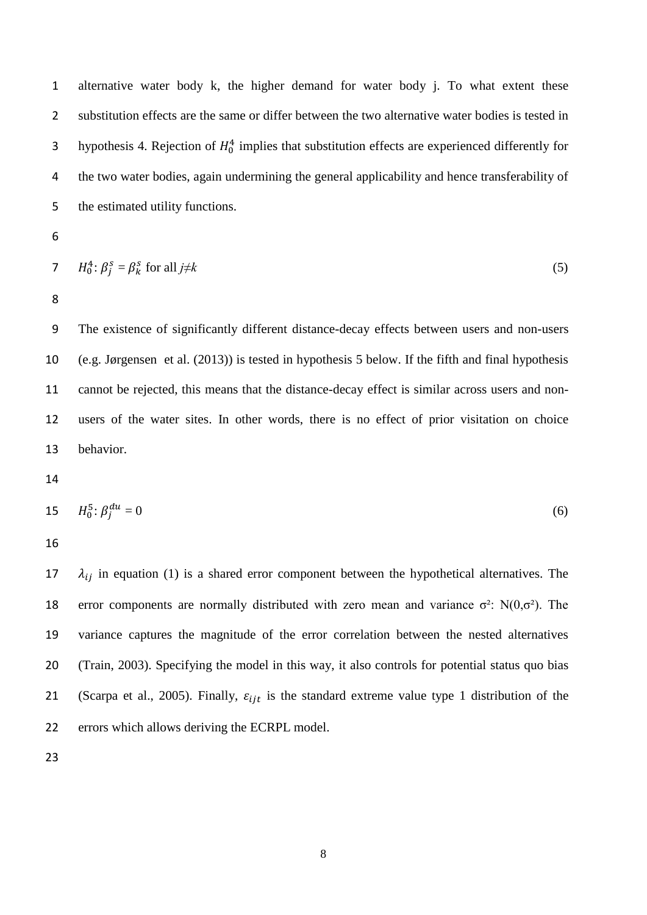alternative water body k, the higher demand for water body j. To what extent these substitution effects are the same or differ between the two alternative water bodies is tested in hypothesis 4. Rejection of $H_0^4$ implies that substitution effects are experienced differently for the two water bodies, again undermining the general applicability and hence transferability of the estimated utility functions.

$$H_0^4: \beta_j^s = \beta_k^s \text{ for all } j \neq k \tag{5}$$

The existence of significantly different distance-decay effects between users and non-users (e.g. Jørgensen et al. (2013)) is tested in hypothesis 5 below. If the fifth and final hypothesis cannot be rejected, this means that the distance-decay effect is similar across users and non-users of the water sites. In other words, there is no effect of prior visitation on choice behavior.

$$H_0^5: \beta_j^{du} = 0 \tag{6}$$

$\lambda_{ij}$ in equation (1) is a shared error component between the hypothetical alternatives. The error components are normally distributed with zero mean and variance $\sigma^2$: $N(0,\sigma^2)$. The variance captures the magnitude of the error correlation between the nested alternatives (Train, 2003). Specifying the model in this way, it also controls for potential status quo bias (Scarpa et al., 2005). Finally, $\varepsilon_{ijt}$ is the standard extreme value type 1 distribution of the errors which allows deriving the ECRPL model.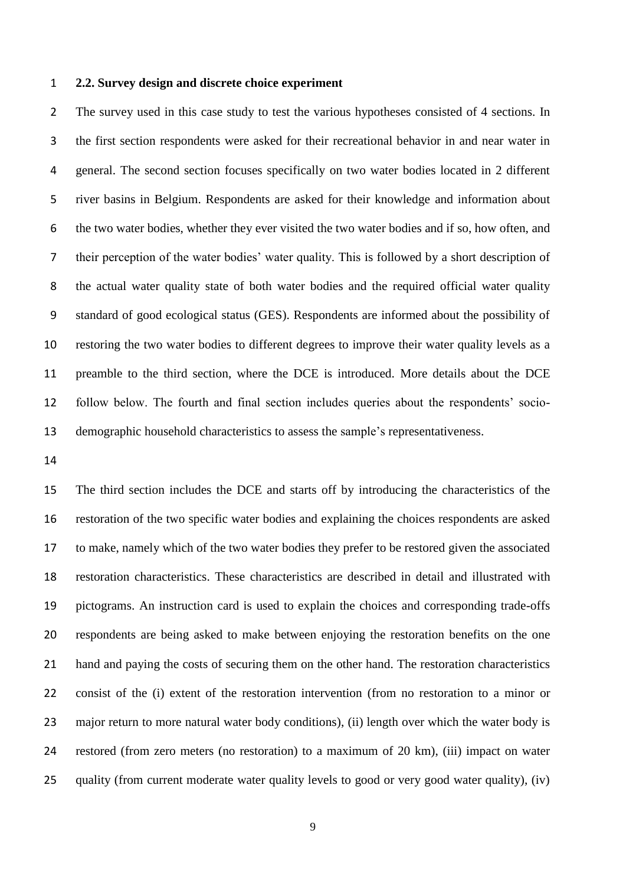### 2.2. Survey design and discrete choice experiment

The survey used in this case study to test the various hypotheses consisted of 4 sections. In the first section respondents were asked for their recreational behavior in and near water in general. The second section focuses specifically on two water bodies located in 2 different river basins in Belgium. Respondents are asked for their knowledge and information about the two water bodies, whether they ever visited the two water bodies and if so, how often, and their perception of the water bodies' water quality. This is followed by a short description of the actual water quality state of both water bodies and the required official water quality standard of good ecological status (GES). Respondents are informed about the possibility of restoring the two water bodies to different degrees to improve their water quality levels as a preamble to the third section, where the DCE is introduced. More details about the DCE follow below. The fourth and final section includes queries about the respondents' socio-demographic household characteristics to assess the sample's representativeness.

The third section includes the DCE and starts off by introducing the characteristics of the restoration of the two specific water bodies and explaining the choices respondents are asked to make, namely which of the two water bodies they prefer to be restored given the associated restoration characteristics. These characteristics are described in detail and illustrated with pictograms. An instruction card is used to explain the choices and corresponding trade-offs respondents are being asked to make between enjoying the restoration benefits on the one hand and paying the costs of securing them on the other hand. The restoration characteristics consist of the (i) extent of the restoration intervention (from no restoration to a minor or major return to more natural water body conditions), (ii) length over which the water body is restored (from zero meters (no restoration) to a maximum of 20 km), (iii) impact on water quality (from current moderate water quality levels to good or very good water quality), (iv)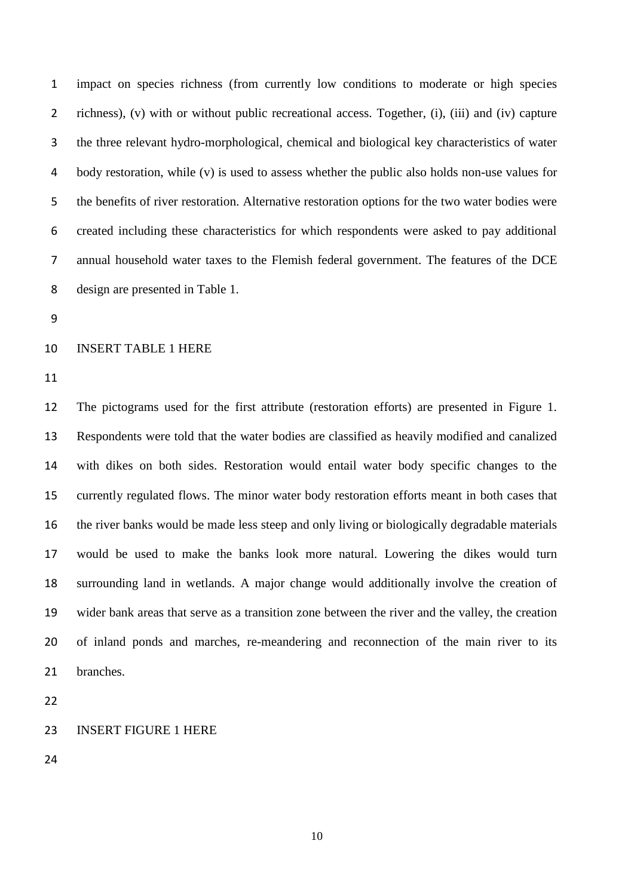impact on species richness (from currently low conditions to moderate or high species richness), (v) with or without public recreational access. Together, (i), (iii) and (iv) capture the three relevant hydro-morphological, chemical and biological key characteristics of water body restoration, while (v) is used to assess whether the public also holds non-use values for the benefits of river restoration. Alternative restoration options for the two water bodies were created including these characteristics for which respondents were asked to pay additional annual household water taxes to the Flemish federal government. The features of the DCE design are presented in Table 1.

INSERT TABLE 1 HERE

The pictograms used for the first attribute (restoration efforts) are presented in Figure 1. Respondents were told that the water bodies are classified as heavily modified and canalized with dikes on both sides. Restoration would entail water body specific changes to the currently regulated flows. The minor water body restoration efforts meant in both cases that the river banks would be made less steep and only living or biologically degradable materials would be used to make the banks look more natural. Lowering the dikes would turn surrounding land in wetlands. A major change would additionally involve the creation of wider bank areas that serve as a transition zone between the river and the valley, the creation of inland ponds and marches, re-meandering and reconnection of the main river to its branches.

INSERT FIGURE 1 HERE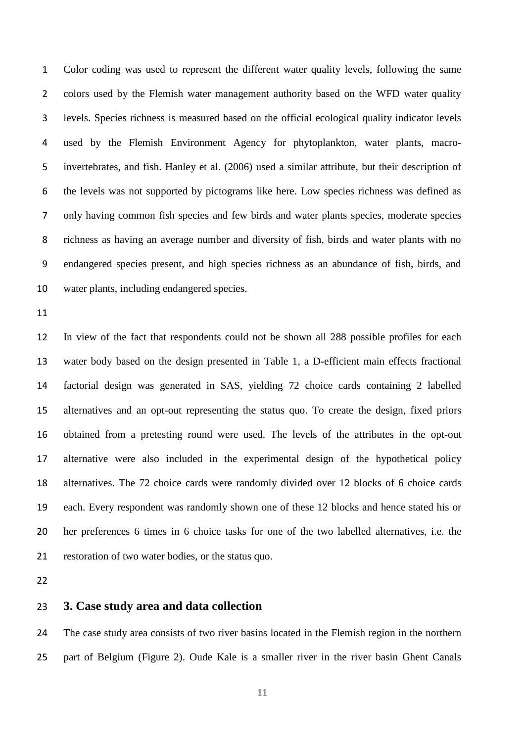Color coding was used to represent the different water quality levels, following the same colors used by the Flemish water management authority based on the WFD water quality levels. Species richness is measured based on the official ecological quality indicator levels used by the Flemish Environment Agency for phytoplankton, water plants, macro-invertebrates, and fish. Hanley et al. (2006) used a similar attribute, but their description of the levels was not supported by pictograms like here. Low species richness was defined as only having common fish species and few birds and water plants species, moderate species richness as having an average number and diversity of fish, birds and water plants with no endangered species present, and high species richness as an abundance of fish, birds, and water plants, including endangered species.

In view of the fact that respondents could not be shown all 288 possible profiles for each water body based on the design presented in Table 1, a D-efficient main effects fractional factorial design was generated in SAS, yielding 72 choice cards containing 2 labelled alternatives and an opt-out representing the status quo. To create the design, fixed priors obtained from a pretesting round were used. The levels of the attributes in the opt-out alternative were also included in the experimental design of the hypothetical policy alternatives. The 72 choice cards were randomly divided over 12 blocks of 6 choice cards each. Every respondent was randomly shown one of these 12 blocks and hence stated his or her preferences 6 times in 6 choice tasks for one of the two labelled alternatives, i.e. the restoration of two water bodies, or the status quo.

## 3. Case study area and data collection

The case study area consists of two river basins located in the Flemish region in the northern part of Belgium (Figure 2). Oude Kale is a smaller river in the river basin Ghent Canals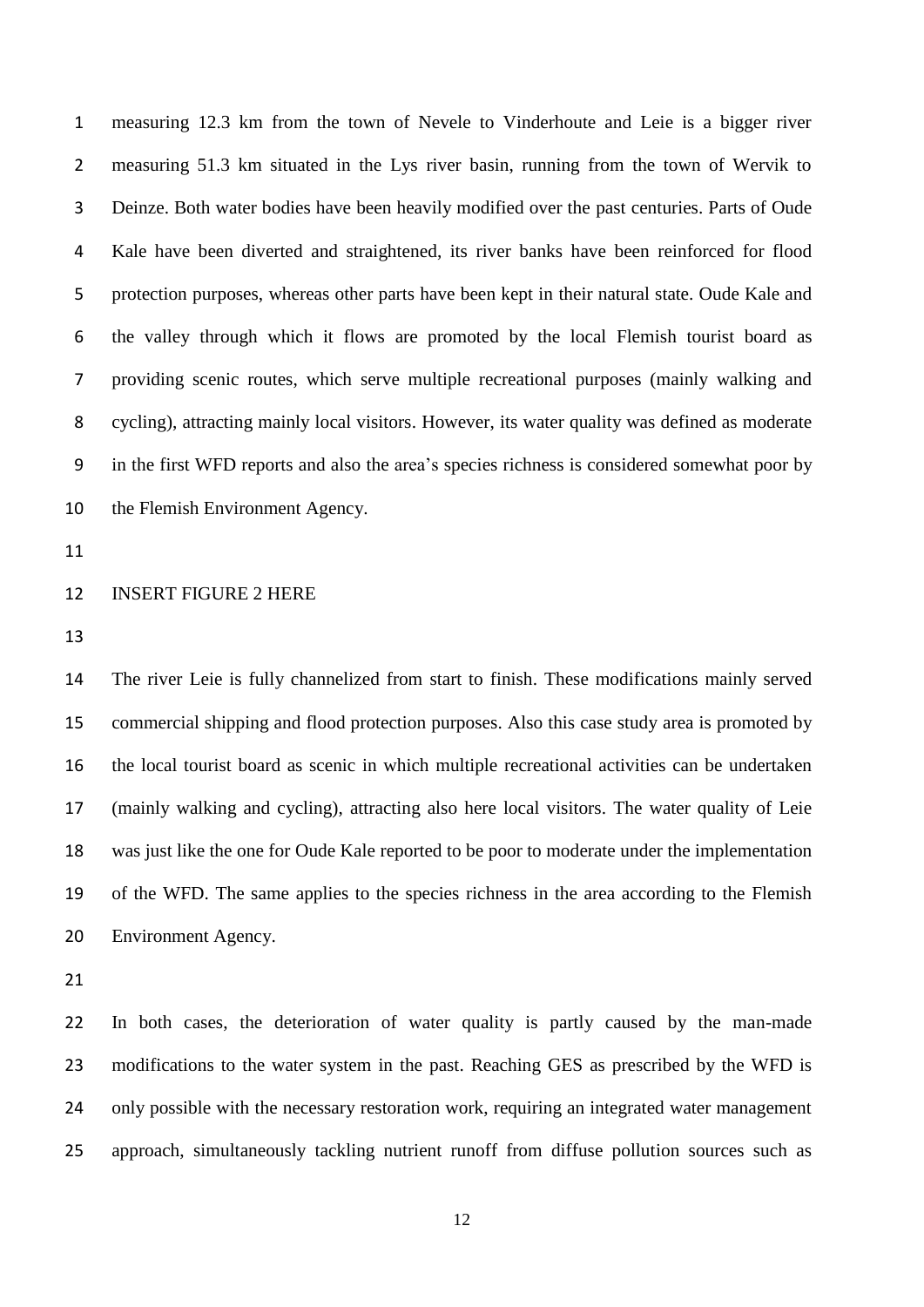measuring 12.3 km from the town of Nevele to Vinderhoute and Leie is a bigger river measuring 51.3 km situated in the Lys river basin, running from the town of Wervik to Deinze. Both water bodies have been heavily modified over the past centuries. Parts of Oude Kale have been diverted and straightened, its river banks have been reinforced for flood protection purposes, whereas other parts have been kept in their natural state. Oude Kale and the valley through which it flows are promoted by the local Flemish tourist board as providing scenic routes, which serve multiple recreational purposes (mainly walking and cycling), attracting mainly local visitors. However, its water quality was defined as moderate in the first WFD reports and also the area's species richness is considered somewhat poor by the Flemish Environment Agency.

INSERT FIGURE 2 HERE

The river Leie is fully channelized from start to finish. These modifications mainly served commercial shipping and flood protection purposes. Also this case study area is promoted by the local tourist board as scenic in which multiple recreational activities can be undertaken (mainly walking and cycling), attracting also here local visitors. The water quality of Leie was just like the one for Oude Kale reported to be poor to moderate under the implementation of the WFD. The same applies to the species richness in the area according to the Flemish Environment Agency.

In both cases, the deterioration of water quality is partly caused by the man-made modifications to the water system in the past. Reaching GES as prescribed by the WFD is only possible with the necessary restoration work, requiring an integrated water management approach, simultaneously tackling nutrient runoff from diffuse pollution sources such as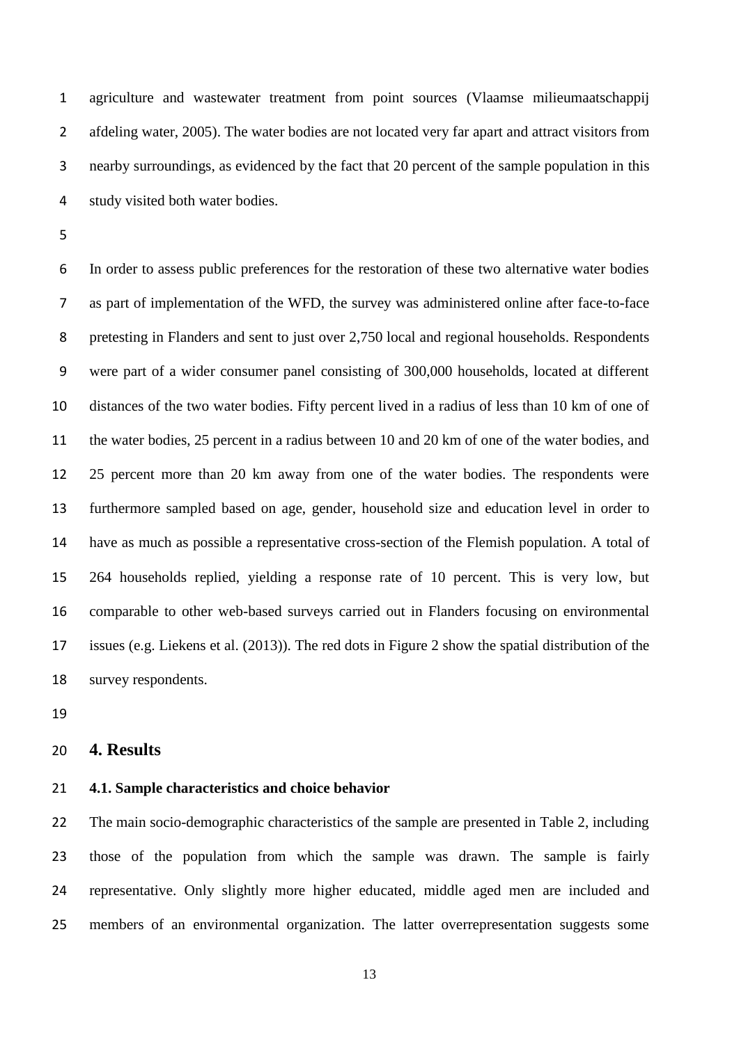agriculture and wastewater treatment from point sources (Vlaamse milieumaatschappij afdeling water, 2005). The water bodies are not located very far apart and attract visitors from nearby surroundings, as evidenced by the fact that 20 percent of the sample population in this study visited both water bodies.

In order to assess public preferences for the restoration of these two alternative water bodies as part of implementation of the WFD, the survey was administered online after face-to-face pretesting in Flanders and sent to just over 2,750 local and regional households. Respondents were part of a wider consumer panel consisting of 300,000 households, located at different distances of the two water bodies. Fifty percent lived in a radius of less than 10 km of one of the water bodies, 25 percent in a radius between 10 and 20 km of one of the water bodies, and 25 percent more than 20 km away from one of the water bodies. The respondents were furthermore sampled based on age, gender, household size and education level in order to have as much as possible a representative cross-section of the Flemish population. A total of 264 households replied, yielding a response rate of 10 percent. This is very low, but comparable to other web-based surveys carried out in Flanders focusing on environmental issues (e.g. Liekens et al. (2013)). The red dots in Figure 2 show the spatial distribution of the survey respondents.

# 4. Results

## 4.1. Sample characteristics and choice behavior

The main socio-demographic characteristics of the sample are presented in Table 2, including those of the population from which the sample was drawn. The sample is fairly representative. Only slightly more higher educated, middle aged men are included and members of an environmental organization. The latter overrepresentation suggests some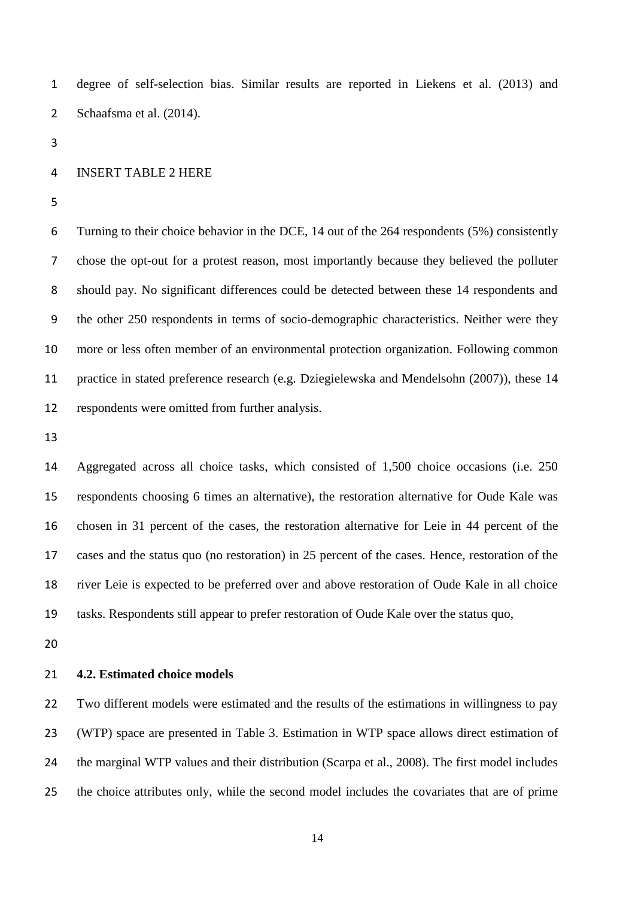degree of self-selection bias. Similar results are reported in Liekens et al. (2013) and Schaafsma et al. (2014).

INSERT TABLE 2 HERE

Turning to their choice behavior in the DCE, 14 out of the 264 respondents (5%) consistently chose the opt-out for a protest reason, most importantly because they believed the polluter should pay. No significant differences could be detected between these 14 respondents and the other 250 respondents in terms of socio-demographic characteristics. Neither were they more or less often member of an environmental protection organization. Following common practice in stated preference research (e.g. Dziegielewska and Mendelsohn (2007)), these 14 respondents were omitted from further analysis.

Aggregated across all choice tasks, which consisted of 1,500 choice occasions (i.e. 250 respondents choosing 6 times an alternative), the restoration alternative for Oude Kale was chosen in 31 percent of the cases, the restoration alternative for Leie in 44 percent of the cases and the status quo (no restoration) in 25 percent of the cases. Hence, restoration of the river Leie is expected to be preferred over and above restoration of Oude Kale in all choice tasks. Respondents still appear to prefer restoration of Oude Kale over the status quo,

**4.2. Estimated choice models**

Two different models were estimated and the results of the estimations in willingness to pay (WTP) space are presented in Table 3. Estimation in WTP space allows direct estimation of the marginal WTP values and their distribution (Scarpa et al., 2008). The first model includes the choice attributes only, while the second model includes the covariates that are of prime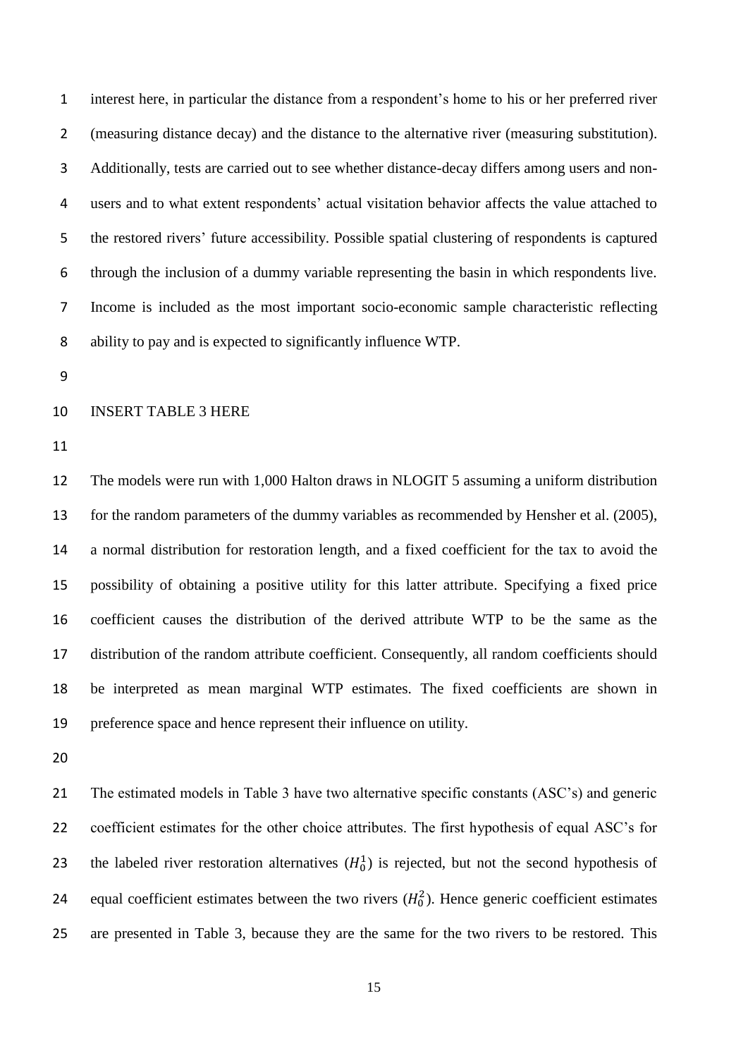interest here, in particular the distance from a respondent's home to his or her preferred river (measuring distance decay) and the distance to the alternative river (measuring substitution). Additionally, tests are carried out to see whether distance-decay differs among users and non-users and to what extent respondents' actual visitation behavior affects the value attached to the restored rivers' future accessibility. Possible spatial clustering of respondents is captured through the inclusion of a dummy variable representing the basin in which respondents live. Income is included as the most important socio-economic sample characteristic reflecting ability to pay and is expected to significantly influence WTP.

INSERT TABLE 3 HERE

The models were run with 1,000 Halton draws in NLOGIT 5 assuming a uniform distribution for the random parameters of the dummy variables as recommended by Hensher et al. (2005), a normal distribution for restoration length, and a fixed coefficient for the tax to avoid the possibility of obtaining a positive utility for this latter attribute. Specifying a fixed price coefficient causes the distribution of the derived attribute WTP to be the same as the distribution of the random attribute coefficient. Consequently, all random coefficients should be interpreted as mean marginal WTP estimates. The fixed coefficients are shown in preference space and hence represent their influence on utility.

The estimated models in Table 3 have two alternative specific constants (ASC's) and generic coefficient estimates for the other choice attributes. The first hypothesis of equal ASC's for the labeled river restoration alternatives ($H_0^1$) is rejected, but not the second hypothesis of equal coefficient estimates between the two rivers ($H_0^2$). Hence generic coefficient estimates are presented in Table 3, because they are the same for the two rivers to be restored. This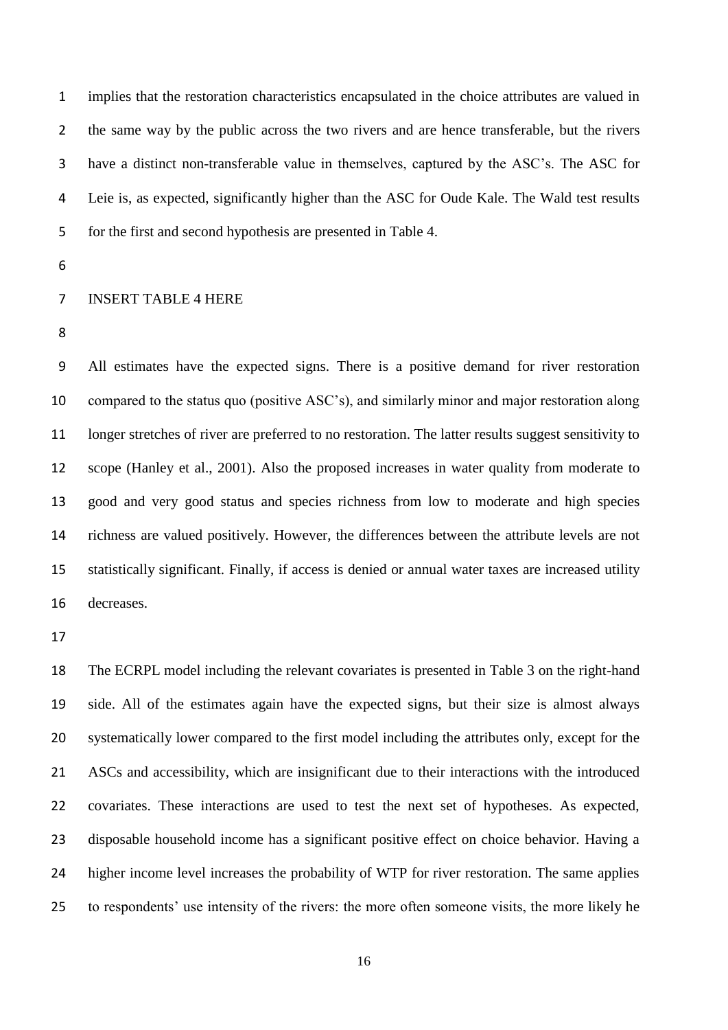implies that the restoration characteristics encapsulated in the choice attributes are valued in the same way by the public across the two rivers and are hence transferable, but the rivers have a distinct non-transferable value in themselves, captured by the ASC's. The ASC for Leie is, as expected, significantly higher than the ASC for Oude Kale. The Wald test results for the first and second hypothesis are presented in Table 4.

INSERT TABLE 4 HERE

All estimates have the expected signs. There is a positive demand for river restoration compared to the status quo (positive ASC's), and similarly minor and major restoration along longer stretches of river are preferred to no restoration. The latter results suggest sensitivity to scope (Hanley et al., 2001). Also the proposed increases in water quality from moderate to good and very good status and species richness from low to moderate and high species richness are valued positively. However, the differences between the attribute levels are not statistically significant. Finally, if access is denied or annual water taxes are increased utility decreases.

The ECRPL model including the relevant covariates is presented in Table 3 on the right-hand side. All of the estimates again have the expected signs, but their size is almost always systematically lower compared to the first model including the attributes only, except for the ASCs and accessibility, which are insignificant due to their interactions with the introduced covariates. These interactions are used to test the next set of hypotheses. As expected, disposable household income has a significant positive effect on choice behavior. Having a higher income level increases the probability of WTP for river restoration. The same applies to respondents' use intensity of the rivers: the more often someone visits, the more likely he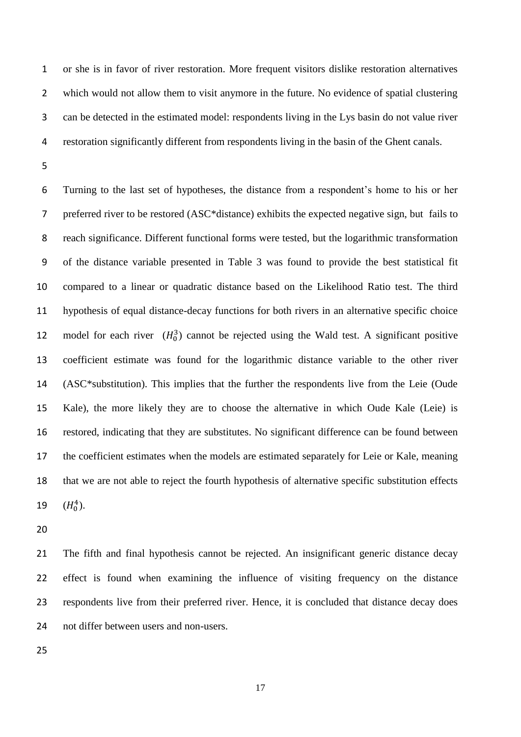or she is in favor of river restoration. More frequent visitors dislike restoration alternatives which would not allow them to visit anymore in the future. No evidence of spatial clustering can be detected in the estimated model: respondents living in the Lys basin do not value river restoration significantly different from respondents living in the basin of the Ghent canals.

Turning to the last set of hypotheses, the distance from a respondent's home to his or her preferred river to be restored (ASC*distance) exhibits the expected negative sign, but fails to reach significance. Different functional forms were tested, but the logarithmic transformation of the distance variable presented in Table 3 was found to provide the best statistical fit compared to a linear or quadratic distance based on the Likelihood Ratio test. The third hypothesis of equal distance-decay functions for both rivers in an alternative specific choice model for each river ($H_0^3$) cannot be rejected using the Wald test. A significant positive coefficient estimate was found for the logarithmic distance variable to the other river (ASC*substitution). This implies that the further the respondents live from the Leie (Oude Kale), the more likely they are to choose the alternative in which Oude Kale (Leie) is restored, indicating that they are substitutes. No significant difference can be found between the coefficient estimates when the models are estimated separately for Leie or Kale, meaning that we are not able to reject the fourth hypothesis of alternative specific substitution effects ($H_0^4$).

The fifth and final hypothesis cannot be rejected. An insignificant generic distance decay effect is found when examining the influence of visiting frequency on the distance respondents live from their preferred river. Hence, it is concluded that distance decay does not differ between users and non-users.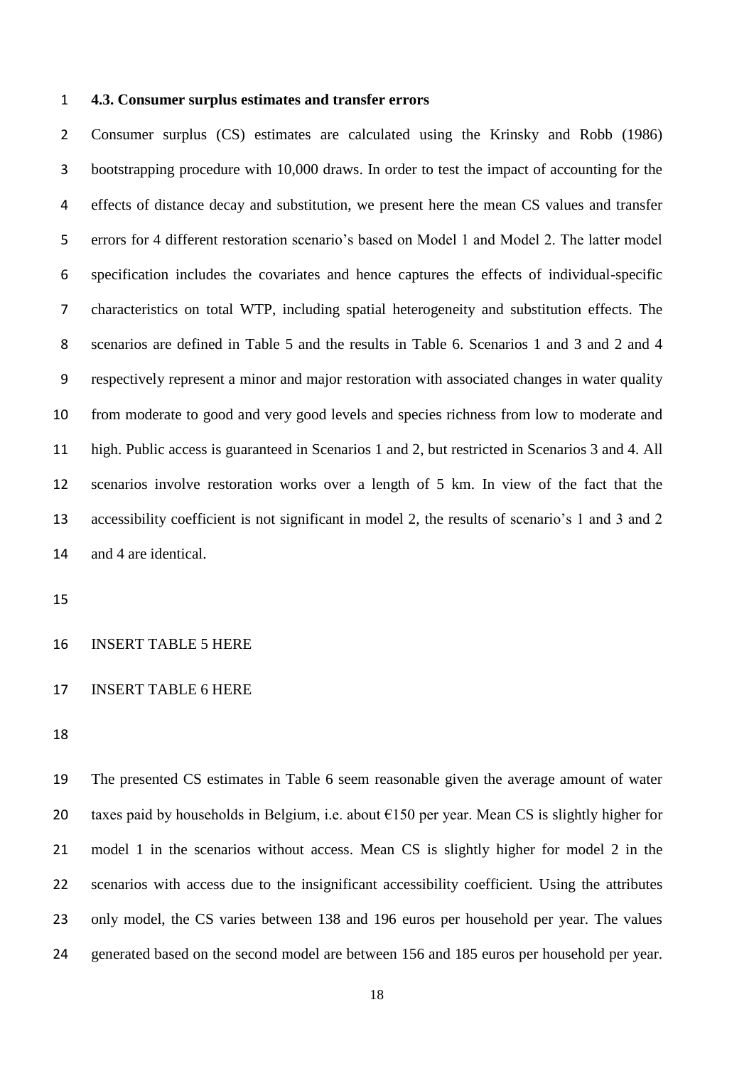### 4.3. Consumer surplus estimates and transfer errors

Consumer surplus (CS) estimates are calculated using the Krinsky and Robb (1986) bootstrapping procedure with 10,000 draws. In order to test the impact of accounting for the effects of distance decay and substitution, we present here the mean CS values and transfer errors for 4 different restoration scenario's based on Model 1 and Model 2. The latter model specification includes the covariates and hence captures the effects of individual-specific characteristics on total WTP, including spatial heterogeneity and substitution effects. The scenarios are defined in Table 5 and the results in Table 6. Scenarios 1 and 3 and 2 and 4 respectively represent a minor and major restoration with associated changes in water quality from moderate to good and very good levels and species richness from low to moderate and high. Public access is guaranteed in Scenarios 1 and 2, but restricted in Scenarios 3 and 4. All scenarios involve restoration works over a length of 5 km. In view of the fact that the accessibility coefficient is not significant in model 2, the results of scenario's 1 and 3 and 2 and 4 are identical.

INSERT TABLE 5 HERE

INSERT TABLE 6 HERE

The presented CS estimates in Table 6 seem reasonable given the average amount of water taxes paid by households in Belgium, i.e. about €150 per year. Mean CS is slightly higher for model 1 in the scenarios without access. Mean CS is slightly higher for model 2 in the scenarios with access due to the insignificant accessibility coefficient. Using the attributes only model, the CS varies between 138 and 196 euros per household per year. The values generated based on the second model are between 156 and 185 euros per household per year.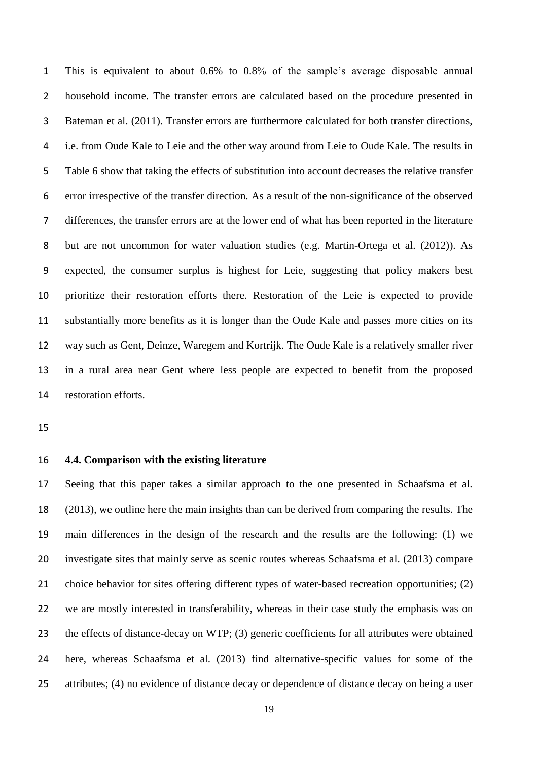This is equivalent to about 0.6% to 0.8% of the sample's average disposable annual household income. The transfer errors are calculated based on the procedure presented in Bateman et al. (2011). Transfer errors are furthermore calculated for both transfer directions, i.e. from Oude Kale to Leie and the other way around from Leie to Oude Kale. The results in Table 6 show that taking the effects of substitution into account decreases the relative transfer error irrespective of the transfer direction. As a result of the non-significance of the observed differences, the transfer errors are at the lower end of what has been reported in the literature but are not uncommon for water valuation studies (e.g. Martin-Ortega et al. (2012)). As expected, the consumer surplus is highest for Leie, suggesting that policy makers best prioritize their restoration efforts there. Restoration of the Leie is expected to provide substantially more benefits as it is longer than the Oude Kale and passes more cities on its way such as Gent, Deinze, Waregem and Kortrijk. The Oude Kale is a relatively smaller river in a rural area near Gent where less people are expected to benefit from the proposed restoration efforts.

### 4.4. Comparison with the existing literature

Seeing that this paper takes a similar approach to the one presented in Schaafsma et al. (2013), we outline here the main insights than can be derived from comparing the results. The main differences in the design of the research and the results are the following: (1) we investigate sites that mainly serve as scenic routes whereas Schaafsma et al. (2013) compare choice behavior for sites offering different types of water-based recreation opportunities; (2) we are mostly interested in transferability, whereas in their case study the emphasis was on the effects of distance-decay on WTP; (3) generic coefficients for all attributes were obtained here, whereas Schaafsma et al. (2013) find alternative-specific values for some of the attributes; (4) no evidence of distance decay or dependence of distance decay on being a user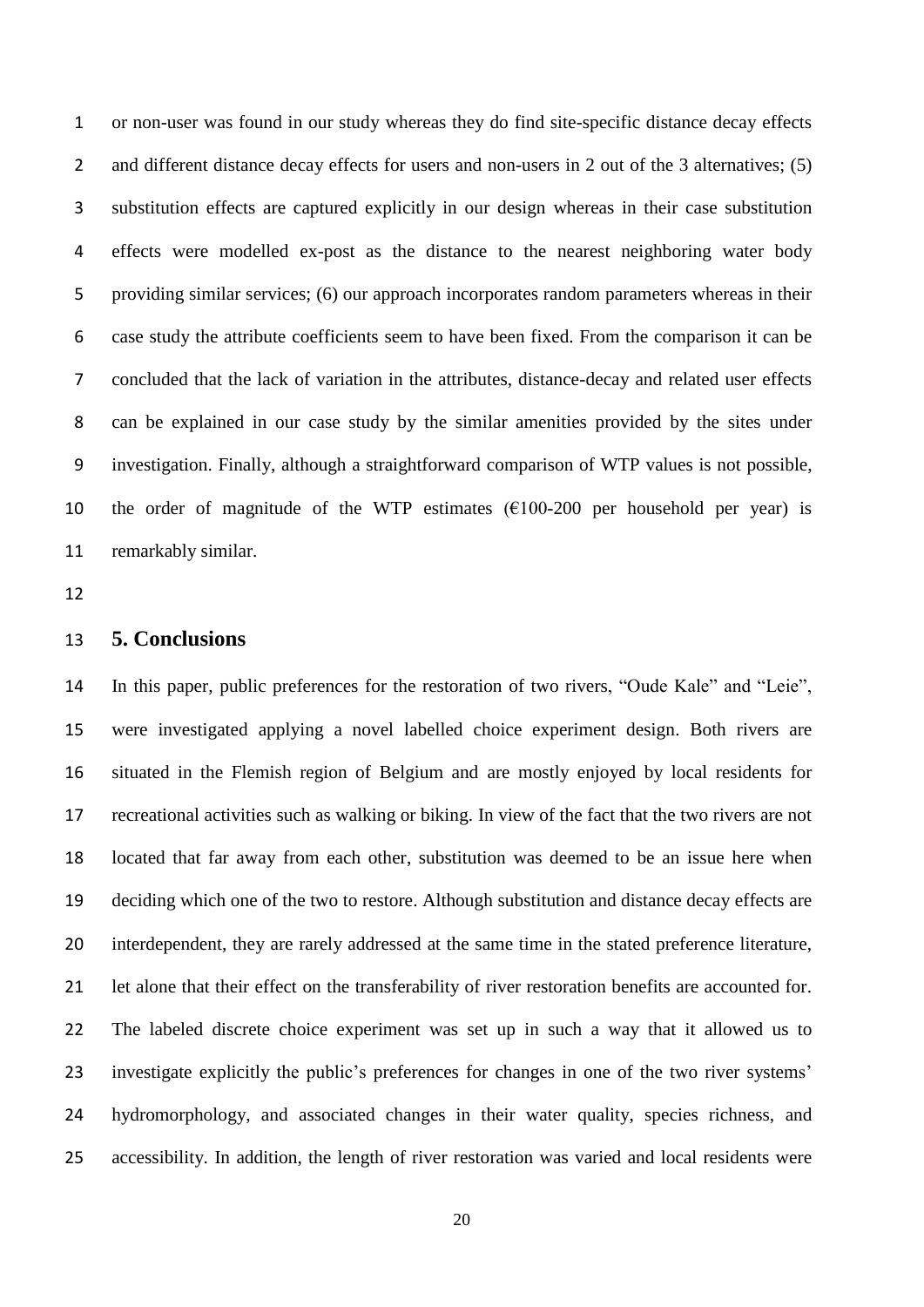or non-user was found in our study whereas they do find site-specific distance decay effects and different distance decay effects for users and non-users in 2 out of the 3 alternatives; (5) substitution effects are captured explicitly in our design whereas in their case substitution effects were modelled ex-post as the distance to the nearest neighboring water body providing similar services; (6) our approach incorporates random parameters whereas in their case study the attribute coefficients seem to have been fixed. From the comparison it can be concluded that the lack of variation in the attributes, distance-decay and related user effects can be explained in our case study by the similar amenities provided by the sites under investigation. Finally, although a straightforward comparison of WTP values is not possible, the order of magnitude of the WTP estimates (€100-200 per household per year) is remarkably similar.

## 5. Conclusions

In this paper, public preferences for the restoration of two rivers, "Oude Kale" and "Leie", were investigated applying a novel labelled choice experiment design. Both rivers are situated in the Flemish region of Belgium and are mostly enjoyed by local residents for recreational activities such as walking or biking. In view of the fact that the two rivers are not located that far away from each other, substitution was deemed to be an issue here when deciding which one of the two to restore. Although substitution and distance decay effects are interdependent, they are rarely addressed at the same time in the stated preference literature, let alone that their effect on the transferability of river restoration benefits are accounted for. The labeled discrete choice experiment was set up in such a way that it allowed us to investigate explicitly the public's preferences for changes in one of the two river systems' hydromorphology, and associated changes in their water quality, species richness, and accessibility. In addition, the length of river restoration was varied and local residents were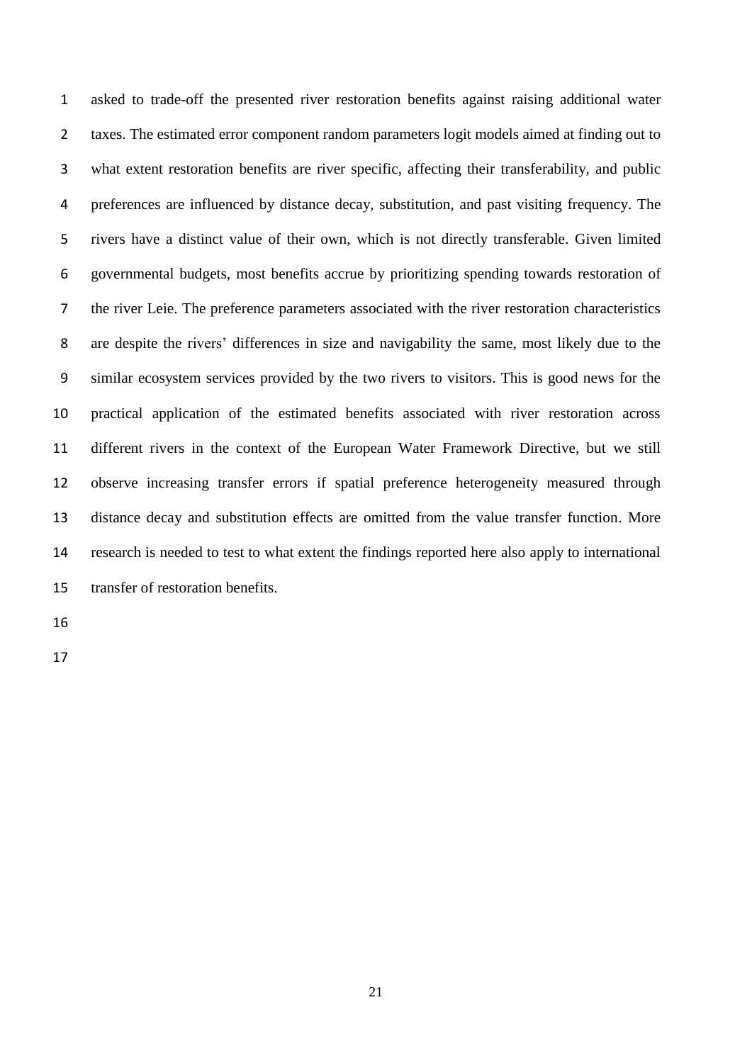asked to trade-off the presented river restoration benefits against raising additional water taxes. The estimated error component random parameters logit models aimed at finding out to what extent restoration benefits are river specific, affecting their transferability, and public preferences are influenced by distance decay, substitution, and past visiting frequency. The rivers have a distinct value of their own, which is not directly transferable. Given limited governmental budgets, most benefits accrue by prioritizing spending towards restoration of the river Leie. The preference parameters associated with the river restoration characteristics are despite the rivers' differences in size and navigability the same, most likely due to the similar ecosystem services provided by the two rivers to visitors. This is good news for the practical application of the estimated benefits associated with river restoration across different rivers in the context of the European Water Framework Directive, but we still observe increasing transfer errors if spatial preference heterogeneity measured through distance decay and substitution effects are omitted from the value transfer function. More research is needed to test to what extent the findings reported here also apply to international transfer of restoration benefits.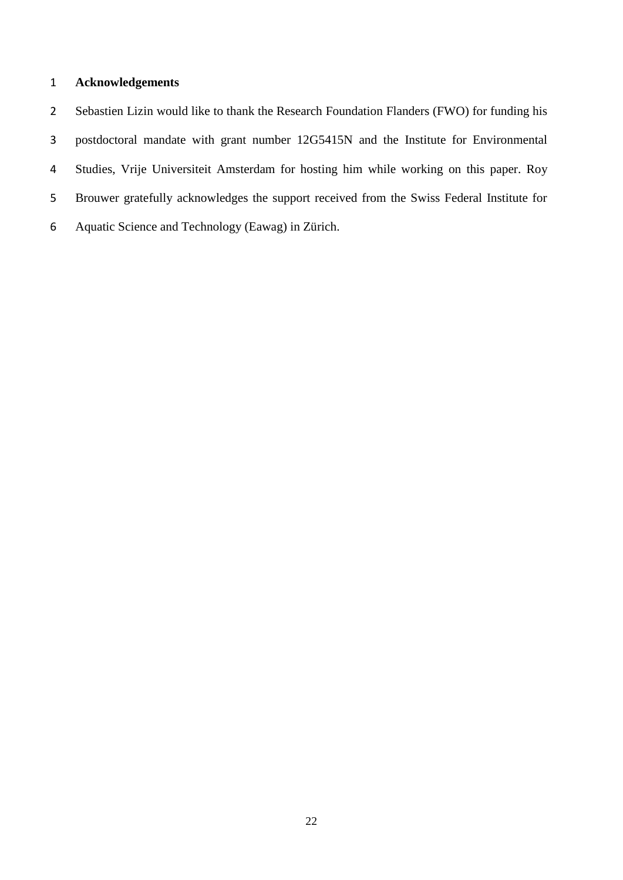## Acknowledgements

Sebastien Lizin would like to thank the Research Foundation Flanders (FWO) for funding his postdoctoral mandate with grant number 12G5415N and the Institute for Environmental Studies, Vrije Universiteit Amsterdam for hosting him while working on this paper. Roy Brouwer gratefully acknowledges the support received from the Swiss Federal Institute for Aquatic Science and Technology (Eawag) in Zürich.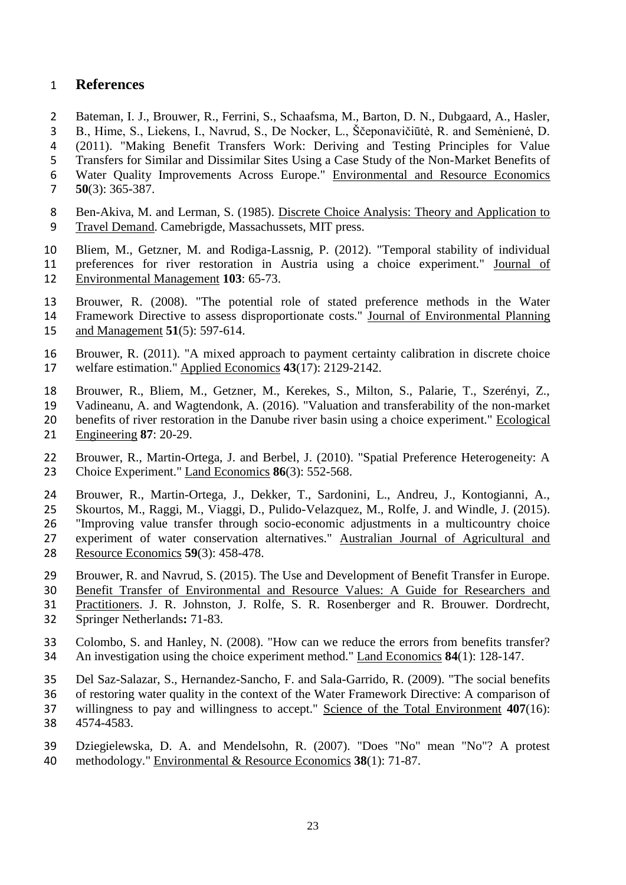# References

Bateman, I. J., Brouwer, R., Ferrini, S., Schaafsma, M., Barton, D. N., Dubgaard, A., Hasler, B., Hime, S., Liekens, I., Navrud, S., De Nocker, L., Ščeponavičiūtė, R. and Semėnienė, D. (2011). "Making Benefit Transfers Work: Deriving and Testing Principles for Value Transfers for Similar and Dissimilar Sites Using a Case Study of the Non-Market Benefits of Water Quality Improvements Across Europe." Environmental and Resource Economics **50**(3): 365-387.

Ben-Akiva, M. and Lerman, S. (1985). Discrete Choice Analysis: Theory and Application to Travel Demand. Camebrigde, Massachussets, MIT press.

Bliem, M., Getzner, M. and Rodiga-Lassnig, P. (2012). "Temporal stability of individual preferences for river restoration in Austria using a choice experiment." Journal of Environmental Management **103**: 65-73.

Brouwer, R. (2008). "The potential role of stated preference methods in the Water Framework Directive to assess disproportionate costs." Journal of Environmental Planning and Management **51**(5): 597-614.

Brouwer, R. (2011). "A mixed approach to payment certainty calibration in discrete choice welfare estimation." Applied Economics **43**(17): 2129-2142.

Brouwer, R., Bliem, M., Getzner, M., Kerekes, S., Milton, S., Palarie, T., Szerényi, Z., Vadineanu, A. and Wagtendonk, A. (2016). "Valuation and transferability of the non-market benefits of river restoration in the Danube river basin using a choice experiment." Ecological Engineering **87**: 20-29.

Brouwer, R., Martin-Ortega, J. and Berbel, J. (2010). "Spatial Preference Heterogeneity: A Choice Experiment." Land Economics **86**(3): 552-568.

Brouwer, R., Martin-Ortega, J., Dekker, T., Sardonini, L., Andreu, J., Kontogianni, A., Skourtos, M., Raggi, M., Viaggi, D., Pulido-Velazquez, M., Rolfe, J. and Windle, J. (2015). "Improving value transfer through socio-economic adjustments in a multicountry choice experiment of water conservation alternatives." Australian Journal of Agricultural and Resource Economics **59**(3): 458-478.

Brouwer, R. and Navrud, S. (2015). The Use and Development of Benefit Transfer in Europe. Benefit Transfer of Environmental and Resource Values: A Guide for Researchers and Practitioners. J. R. Johnston, J. Rolfe, S. R. Rosenberger and R. Brouwer. Dordrecht, Springer Netherlands**:** 71-83.

Colombo, S. and Hanley, N. (2008). "How can we reduce the errors from benefits transfer? An investigation using the choice experiment method." Land Economics **84**(1): 128-147.

Del Saz-Salazar, S., Hernandez-Sancho, F. and Sala-Garrido, R. (2009). "The social benefits of restoring water quality in the context of the Water Framework Directive: A comparison of willingness to pay and willingness to accept." Science of the Total Environment **407**(16): 4574-4583.

Dziegielewska, D. A. and Mendelsohn, R. (2007). "Does "No" mean "No"? A protest methodology." Environmental & Resource Economics **38**(1): 71-87.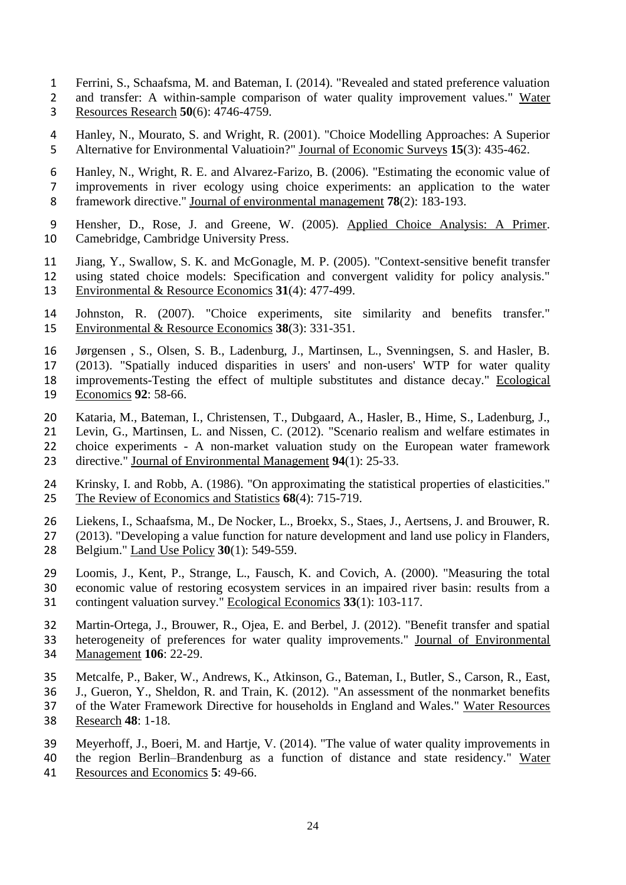Ferrini, S., Schaafsma, M. and Bateman, I. (2014). "Revealed and stated preference valuation and transfer: A within-sample comparison of water quality improvement values." Water Resources Research **50**(6): 4746-4759.

Hanley, N., Mourato, S. and Wright, R. (2001). "Choice Modelling Approaches: A Superior Alternative for Environmental Valuatioin?" Journal of Economic Surveys **15**(3): 435-462.

Hanley, N., Wright, R. E. and Alvarez-Farizo, B. (2006). "Estimating the economic value of improvements in river ecology using choice experiments: an application to the water framework directive." Journal of environmental management **78**(2): 183-193.

Hensher, D., Rose, J. and Greene, W. (2005). Applied Choice Analysis: A Primer. Camebridge, Cambridge University Press.

Jiang, Y., Swallow, S. K. and McGonagle, M. P. (2005). "Context-sensitive benefit transfer using stated choice models: Specification and convergent validity for policy analysis." Environmental & Resource Economics **31**(4): 477-499.

Johnston, R. (2007). "Choice experiments, site similarity and benefits transfer." Environmental & Resource Economics **38**(3): 331-351.

Jørgensen , S., Olsen, S. B., Ladenburg, J., Martinsen, L., Svenningsen, S. and Hasler, B. (2013). "Spatially induced disparities in users' and non-users' WTP for water quality improvements-Testing the effect of multiple substitutes and distance decay." Ecological Economics **92**: 58-66.

Kataria, M., Bateman, I., Christensen, T., Dubgaard, A., Hasler, B., Hime, S., Ladenburg, J., Levin, G., Martinsen, L. and Nissen, C. (2012). "Scenario realism and welfare estimates in choice experiments - A non-market valuation study on the European water framework directive." Journal of Environmental Management **94**(1): 25-33.

Krinsky, I. and Robb, A. (1986). "On approximating the statistical properties of elasticities." The Review of Economics and Statistics **68**(4): 715-719.

Liekens, I., Schaafsma, M., De Nocker, L., Broekx, S., Staes, J., Aertsens, J. and Brouwer, R. (2013). "Developing a value function for nature development and land use policy in Flanders, Belgium." Land Use Policy **30**(1): 549-559.

Loomis, J., Kent, P., Strange, L., Fausch, K. and Covich, A. (2000). "Measuring the total economic value of restoring ecosystem services in an impaired river basin: results from a contingent valuation survey." Ecological Economics **33**(1): 103-117.

Martin-Ortega, J., Brouwer, R., Ojea, E. and Berbel, J. (2012). "Benefit transfer and spatial heterogeneity of preferences for water quality improvements." Journal of Environmental Management **106**: 22-29.

Metcalfe, P., Baker, W., Andrews, K., Atkinson, G., Bateman, I., Butler, S., Carson, R., East, J., Gueron, Y., Sheldon, R. and Train, K. (2012). "An assessment of the nonmarket benefits of the Water Framework Directive for households in England and Wales." Water Resources Research **48**: 1-18.

Meyerhoff, J., Boeri, M. and Hartje, V. (2014). "The value of water quality improvements in the region Berlin–Brandenburg as a function of distance and state residency." Water Resources and Economics **5**: 49-66.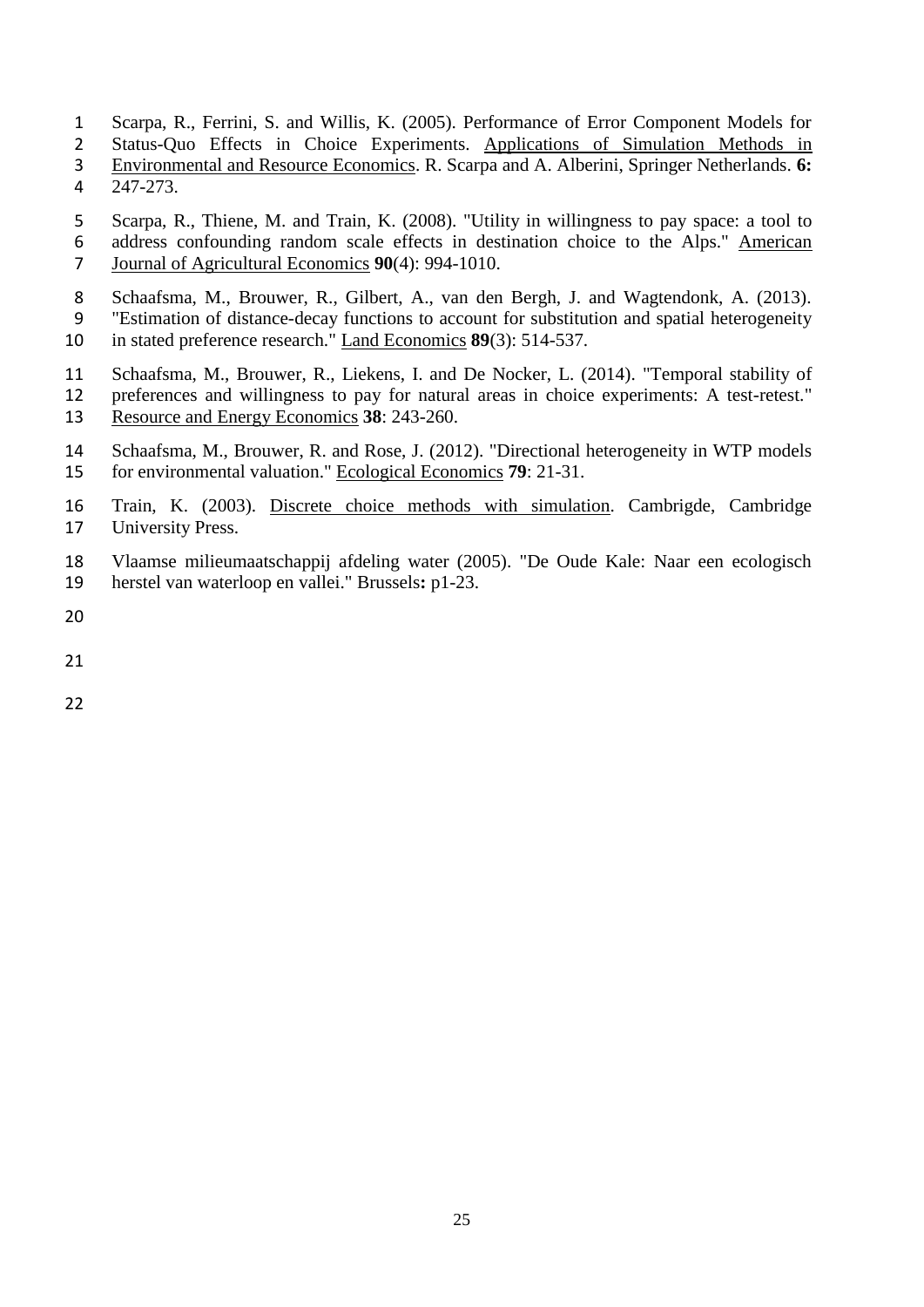Scarpa, R., Ferrini, S. and Willis, K. (2005). Performance of Error Component Models for Status-Quo Effects in Choice Experiments. Applications of Simulation Methods in Environmental and Resource Economics. R. Scarpa and A. Alberini, Springer Netherlands. **6:** 247-273.

Scarpa, R., Thiene, M. and Train, K. (2008). "Utility in willingness to pay space: a tool to address confounding random scale effects in destination choice to the Alps." American Journal of Agricultural Economics **90**(4): 994-1010.

Schaafsma, M., Brouwer, R., Gilbert, A., van den Bergh, J. and Wagtendonk, A. (2013). "Estimation of distance-decay functions to account for substitution and spatial heterogeneity in stated preference research." Land Economics **89**(3): 514-537.

Schaafsma, M., Brouwer, R., Liekens, I. and De Nocker, L. (2014). "Temporal stability of preferences and willingness to pay for natural areas in choice experiments: A test-retest." Resource and Energy Economics **38**: 243-260.

Schaafsma, M., Brouwer, R. and Rose, J. (2012). "Directional heterogeneity in WTP models for environmental valuation." Ecological Economics **79**: 21-31.

Train, K. (2003). Discrete choice methods with simulation. Cambrigde, Cambridge University Press.

Vlaamse milieumaatschappij afdeling water (2005). "De Oude Kale: Naar een ecologisch herstel van waterloop en vallei." Brussels**:** p1-23.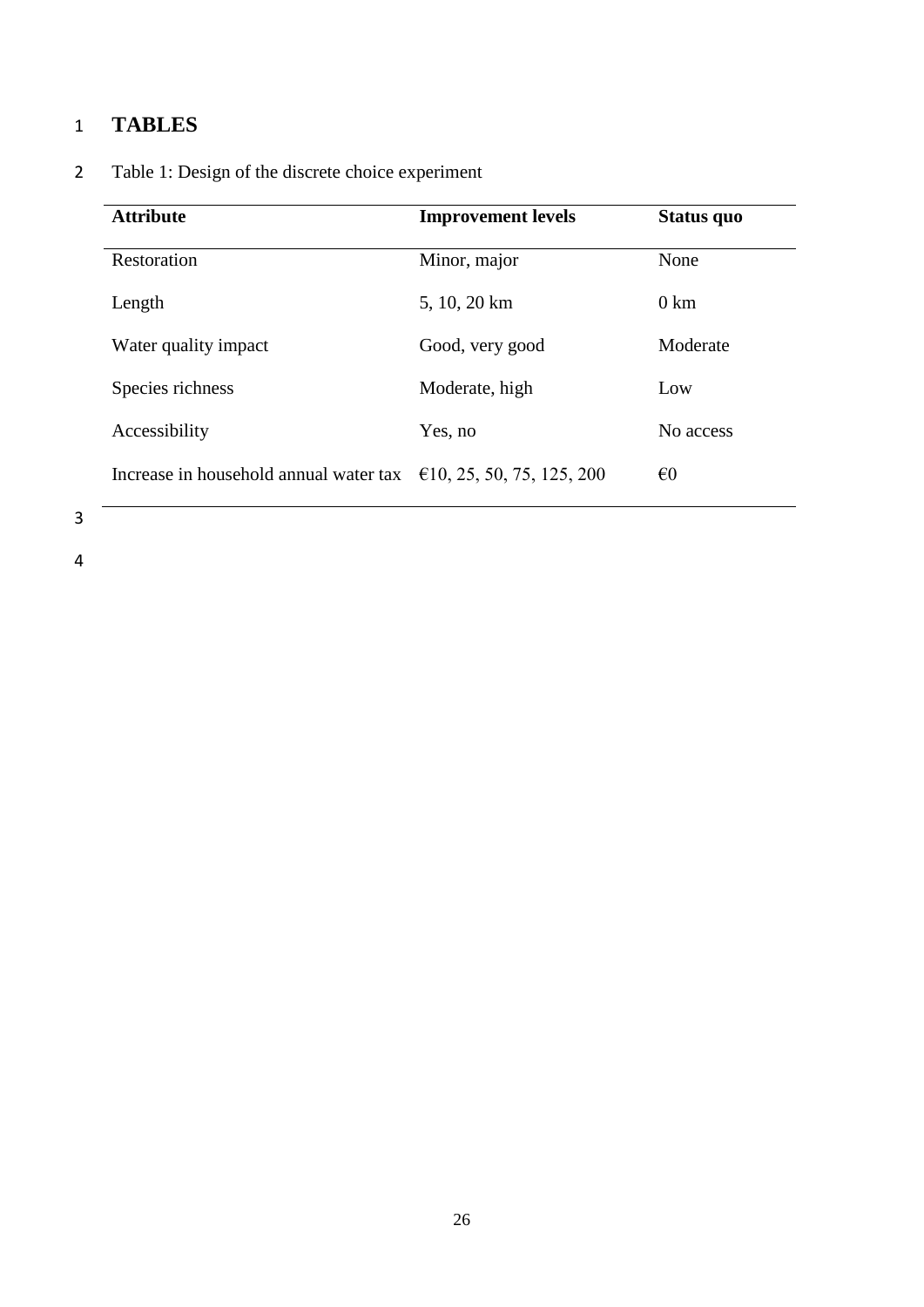# TABLES

Table 1: Design of the discrete choice experiment

| Attribute | Improvement levels | Status quo |
| --- | --- | --- |
| Restoration | Minor, major | None |
| Length | 5, 10, 20 km | 0 km |
| Water quality impact | Good, very good | Moderate |
| Species richness | Moderate, high | Low |
| Accessibility | Yes, no | No access |
| Increase in household annual water tax | €10, 25, 50, 75, 125, 200 | €0 |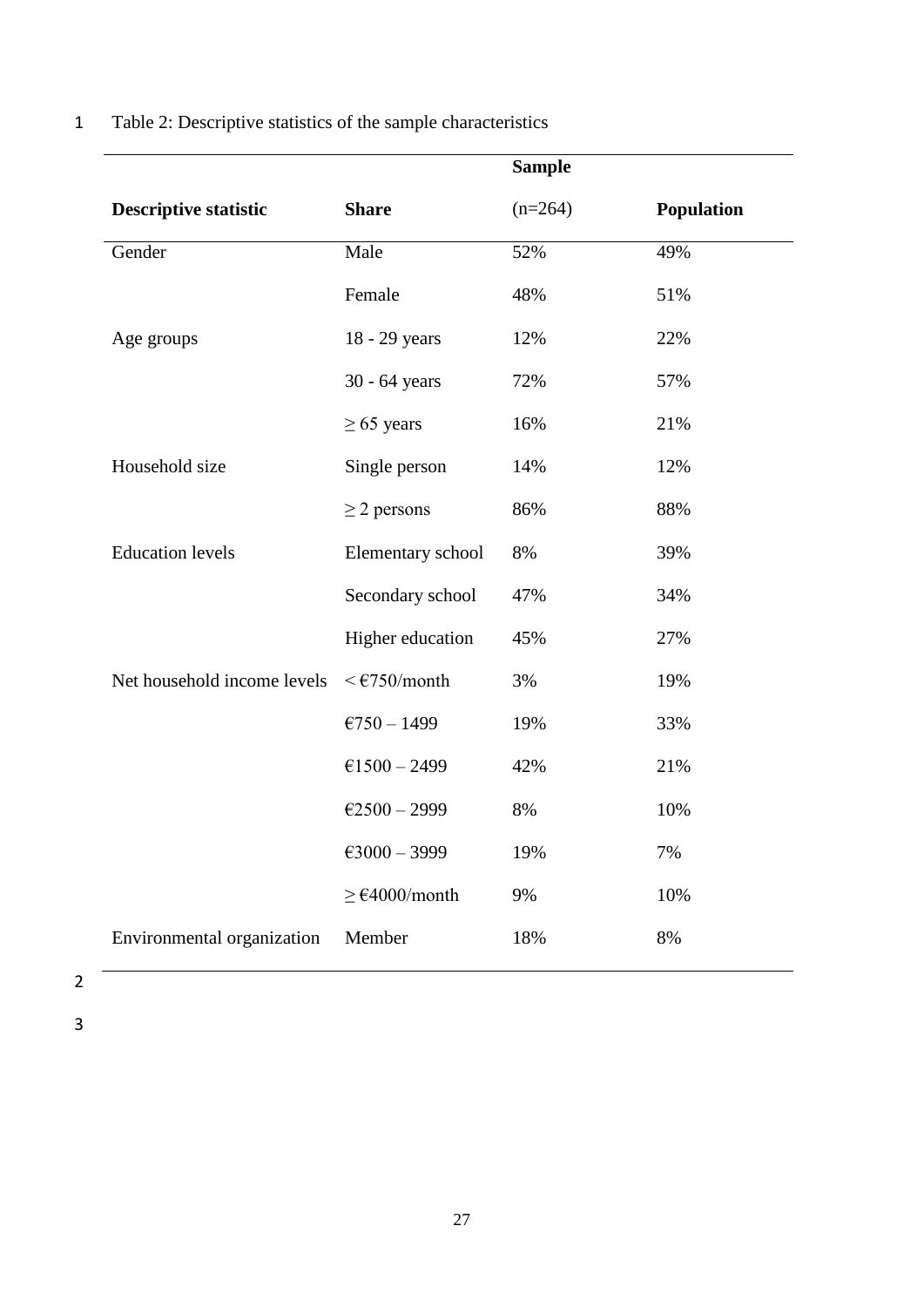Table 2: Descriptive statistics of the sample characteristics

| Descriptive statistic | Share | Sample (n=264) | Population |
|---|---|---|---|
| Gender | Male | 52% | 49% |
| | Female | 48% | 51% |
| Age groups | 18 - 29 years | 12% | 22% |
| | 30 - 64 years | 72% | 57% |
| | ≥ 65 years | 16% | 21% |
| Household size | Single person | 14% | 12% |
| | ≥ 2 persons | 86% | 88% |
| Education levels | Elementary school | 8% | 39% |
| | Secondary school | 47% | 34% |
| | Higher education | 45% | 27% |
| Net household income levels | < €750/month | 3% | 19% |
| | €750 – 1499 | 19% | 33% |
| | €1500 – 2499 | 42% | 21% |
| | €2500 – 2999 | 8% | 10% |
| | €3000 – 3999 | 19% | 7% |
| | ≥ €4000/month | 9% | 10% |
| Environmental organization | Member | 18% | 8% |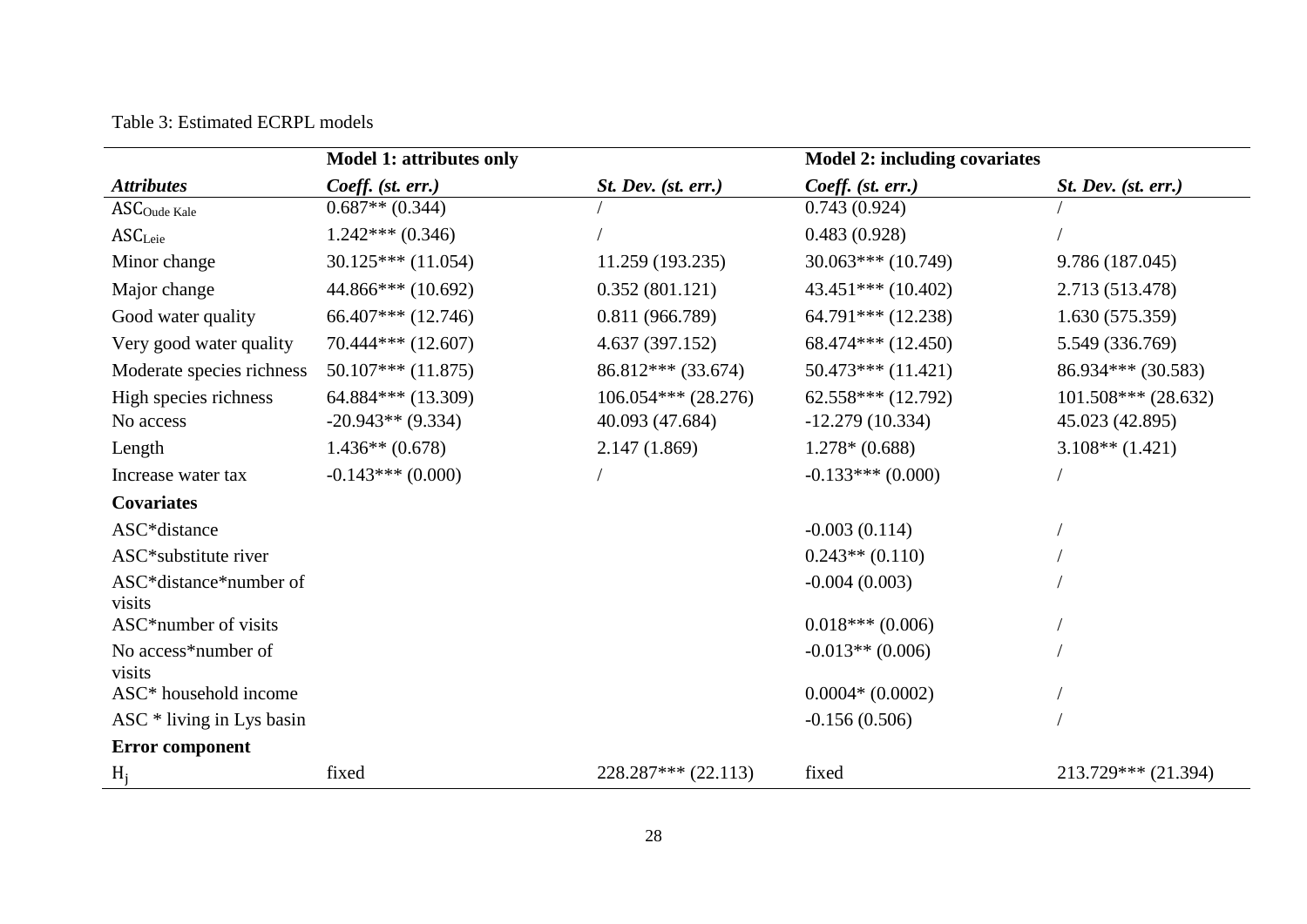Table 3: Estimated ECRPL models

| | Model 1: attributes only | | Model 2: including covariates | |
|---|---|---|---|---|
| *Attributes* | *Coeff. (st. err.)* | *St. Dev. (st. err.)* | *Coeff. (st. err.)* | *St. Dev. (st. err.)* |
| $ASC_{Oude\ Kale}$ | 0.687** (0.344) | / | 0.743 (0.924) | / |
| $ASC_{Leie}$ | 1.242*** (0.346) | / | 0.483 (0.928) | / |
| Minor change | 30.125*** (11.054) | 11.259 (193.235) | 30.063*** (10.749) | 9.786 (187.045) |
| Major change | 44.866*** (10.692) | 0.352 (801.121) | 43.451*** (10.402) | 2.713 (513.478) |
| Good water quality | 66.407*** (12.746) | 0.811 (966.789) | 64.791*** (12.238) | 1.630 (575.359) |
| Very good water quality | 70.444*** (12.607) | 4.637 (397.152) | 68.474*** (12.450) | 5.549 (336.769) |
| Moderate species richness | 50.107*** (11.875) | 86.812*** (33.674) | 50.473*** (11.421) | 86.934*** (30.583) |
| High species richness | 64.884*** (13.309) | 106.054*** (28.276) | 62.558*** (12.792) | 101.508*** (28.632) |
| No access | -20.943** (9.334) | 40.093 (47.684) | -12.279 (10.334) | 45.023 (42.895) |
| Length | 1.436** (0.678) | 2.147 (1.869) | 1.278* (0.688) | 3.108** (1.421) |
| Increase water tax | -0.143*** (0.000) | / | -0.133*** (0.000) | / |
| **Covariates** | | | | |
| ASC*distance | | | -0.003 (0.114) | / |
| ASC*substitute river | | | 0.243** (0.110) | / |
| ASC*distance*number of visits | | | -0.004 (0.003) | / |
| ASC*number of visits | | | 0.018*** (0.006) | / |
| No access*number of visits | | | -0.013** (0.006) | / |
| ASC* household income | | | 0.0004* (0.0002) | / |
| ASC * living in Lys basin | | | -0.156 (0.506) | / |
| **Error component** | | | | |
| $H_j$ | fixed | 228.287*** (22.113) | fixed | 213.729*** (21.394) |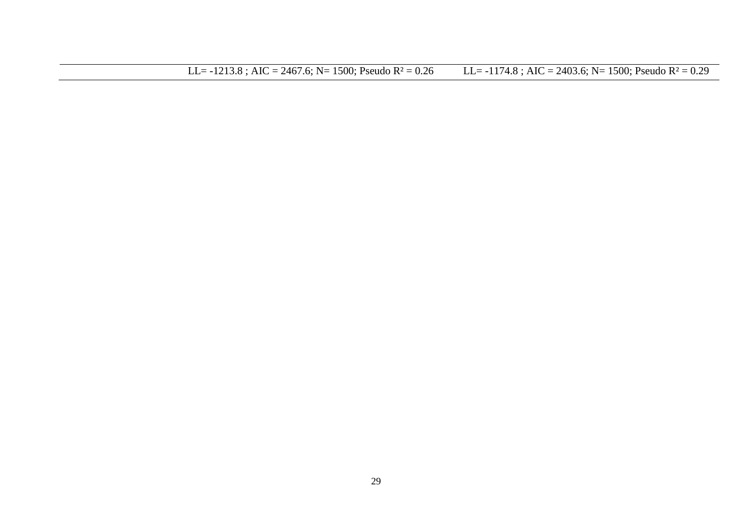| | | |
|---|---|---|
| | LL= -1213.8 ; AIC = 2467.6; N= 1500; Pseudo $R^2$ = 0.26 | LL= -1174.8 ; AIC = 2403.6; N= 1500; Pseudo $R^2$ = 0.29 |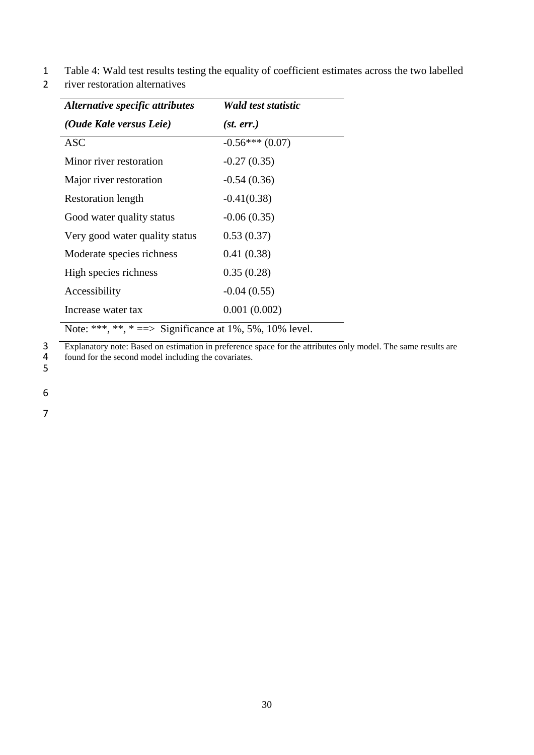Table 4: Wald test results testing the equality of coefficient estimates across the two labelled river restoration alternatives

| ***Alternative specific attributes (Oude Kale versus Leie)*** | ***Wald test statistic (st. err.)*** |
|---|---|
| ASC | -0.56*** (0.07) |
| Minor river restoration | -0.27 (0.35) |
| Major river restoration | -0.54 (0.36) |
| Restoration length | -0.41(0.38) |
| Good water quality status | -0.06 (0.35) |
| Very good water quality status | 0.53 (0.37) |
| Moderate species richness | 0.41 (0.38) |
| High species richness | 0.35 (0.28) |
| Accessibility | -0.04 (0.55) |
| Increase water tax | 0.001 (0.002) |

Note: ***, **, * ==> Significance at 1%, 5%, 10% level.

Explanatory note: Based on estimation in preference space for the attributes only model. The same results are found for the second model including the covariates.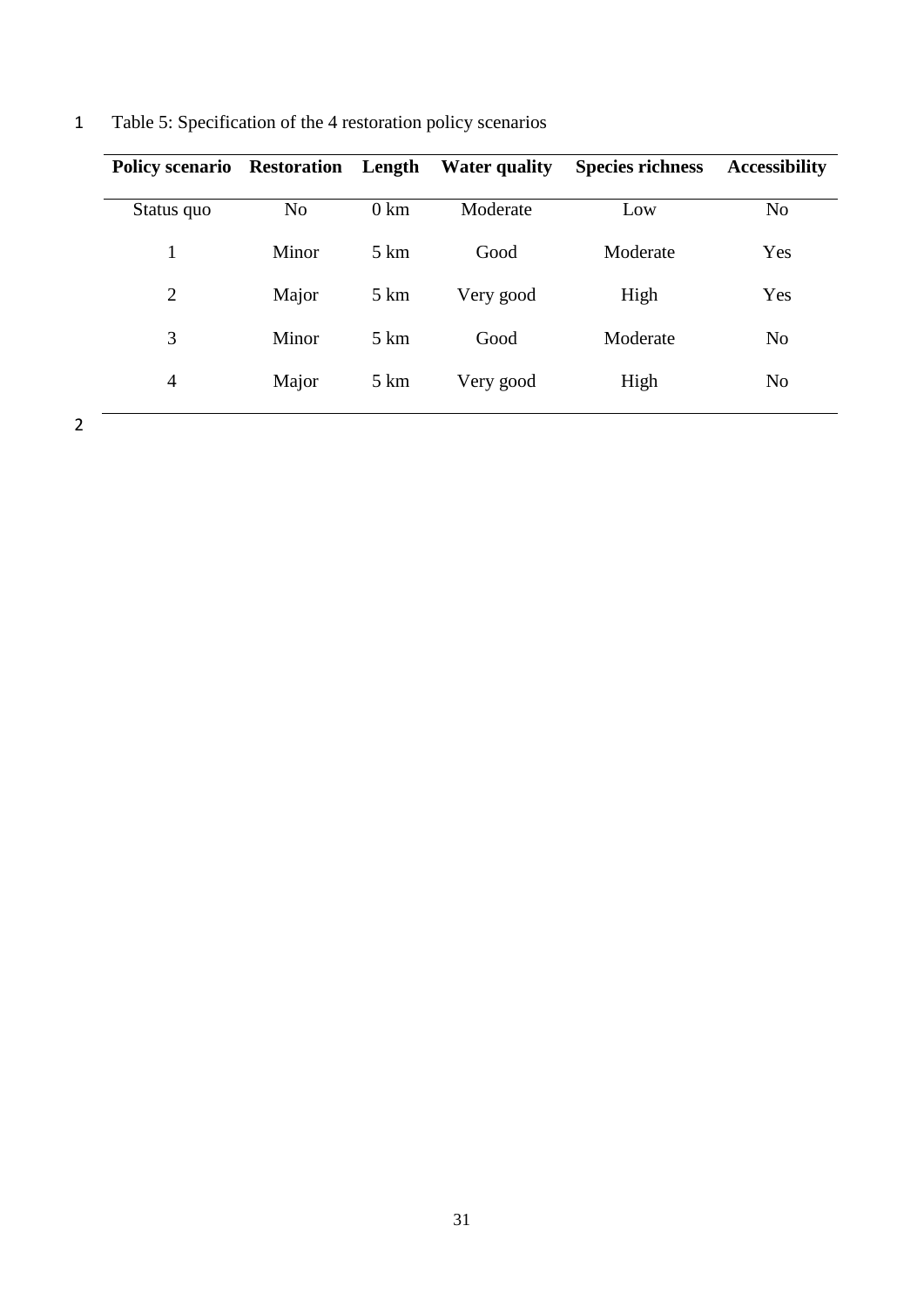Table 5: Specification of the 4 restoration policy scenarios

| Policy scenario | Restoration | Length | Water quality | Species richness | Accessibility |
|---|---|---|---|---|---|
| Status quo | No | 0 km | Moderate | Low | No |
| 1 | Minor | 5 km | Good | Moderate | Yes |
| 2 | Major | 5 km | Very good | High | Yes |
| 3 | Minor | 5 km | Good | Moderate | No |
| 4 | Major | 5 km | Very good | High | No |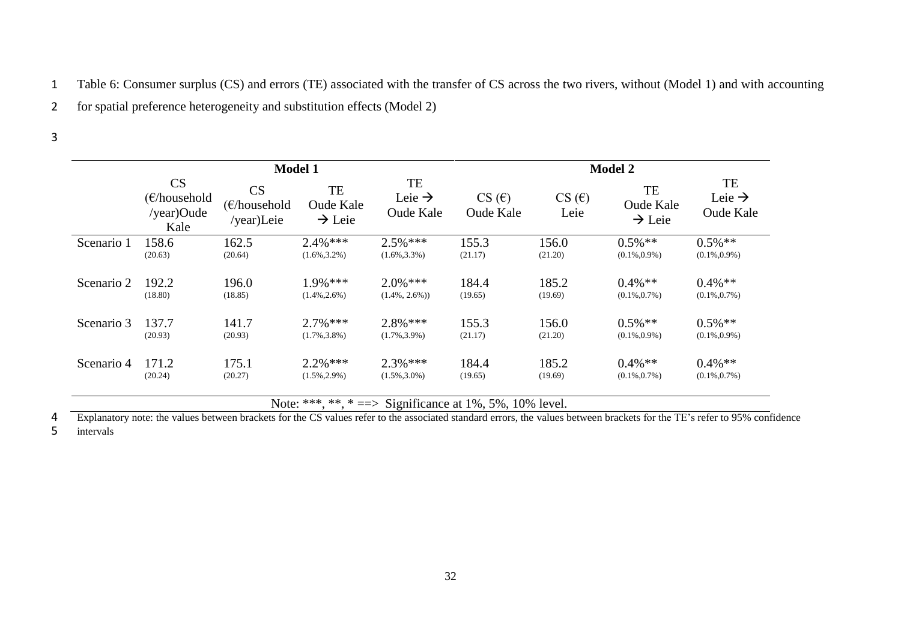Table 6: Consumer surplus (CS) and errors (TE) associated with the transfer of CS across the two rivers, without (Model 1) and with accounting for spatial preference heterogeneity and substitution effects (Model 2)

| | Model 1 | | | | Model 2 | | | |
|---|---|---|---|---|---|---|---|---|
| | CS (€/household /year)Oude Kale | CS (€/household /year)Leie | TE Oude Kale → Leie | TE Leie → Oude Kale | CS (€) Oude Kale | CS (€) Leie | TE Oude Kale → Leie | TE Leie → Oude Kale |
| Scenario 1 | 158.6 (20.63) | 162.5 (20.64) | 2.4%*** (1.6%,3.2%) | 2.5%*** (1.6%,3.3%) | 155.3 (21.17) | 156.0 (21.20) | 0.5%** (0.1%,0.9%) | 0.5%** (0.1%,0.9%) |
| Scenario 2 | 192.2 (18.80) | 196.0 (18.85) | 1.9%*** (1.4%,2.6%) | 2.0%*** (1.4%, 2.6%)) | 184.4 (19.65) | 185.2 (19.69) | 0.4%** (0.1%,0.7%) | 0.4%** (0.1%,0.7%) |
| Scenario 3 | 137.7 (20.93) | 141.7 (20.93) | 2.7%*** (1.7%,3.8%) | 2.8%*** (1.7%,3.9%) | 155.3 (21.17) | 156.0 (21.20) | 0.5%** (0.1%,0.9%) | 0.5%** (0.1%,0.9%) |
| Scenario 4 | 171.2 (20.24) | 175.1 (20.27) | 2.2%*** (1.5%,2.9%) | 2.3%*** (1.5%,3.0%) | 184.4 (19.65) | 185.2 (19.69) | 0.4%** (0.1%,0.7%) | 0.4%** (0.1%,0.7%) |

Note: ***, **, * ==> Significance at 1%, 5%, 10% level.

Explanatory note: the values between brackets for the CS values refer to the associated standard errors, the values between brackets for the TE's refer to 95% confidence intervals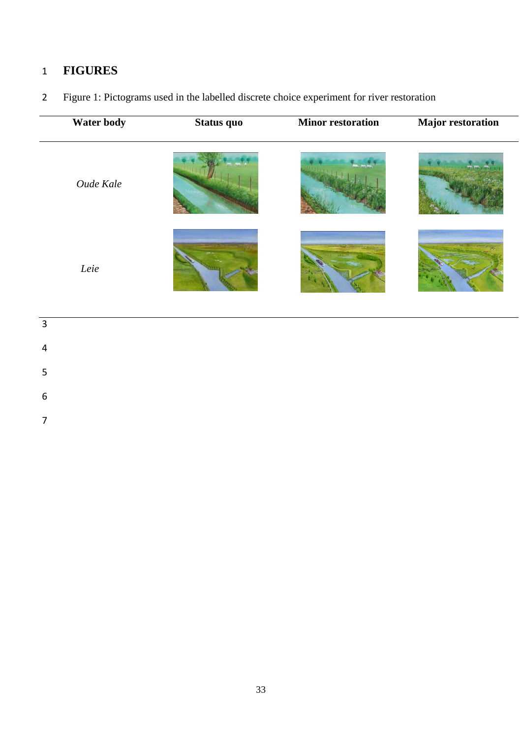# FIGURES

Figure 1: Pictograms used in the labelled discrete choice experiment for river restoration

| Water body | Status quo | Minor restoration | Major restoration |
| --- | --- | --- | --- |
| *Oude Kale* | | | |
| *Leie* | | | |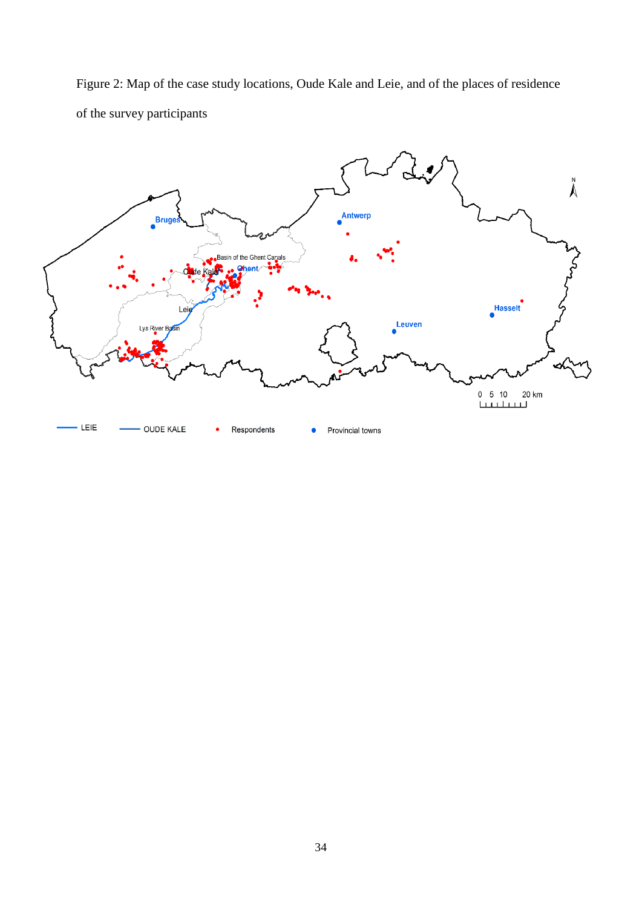Figure 2: Map of the case study locations, Oude Kale and Leie, and of the places of residence of the survey participants

Bruges
Antwerp
Basin of the Ghent Canals
Oude Kale
Ghent
Leie
Lys River Basin
Hasselt
Leuven
N
0 5 10 20 km

LEIE
OUDE KALE
Respondents
Provincial towns